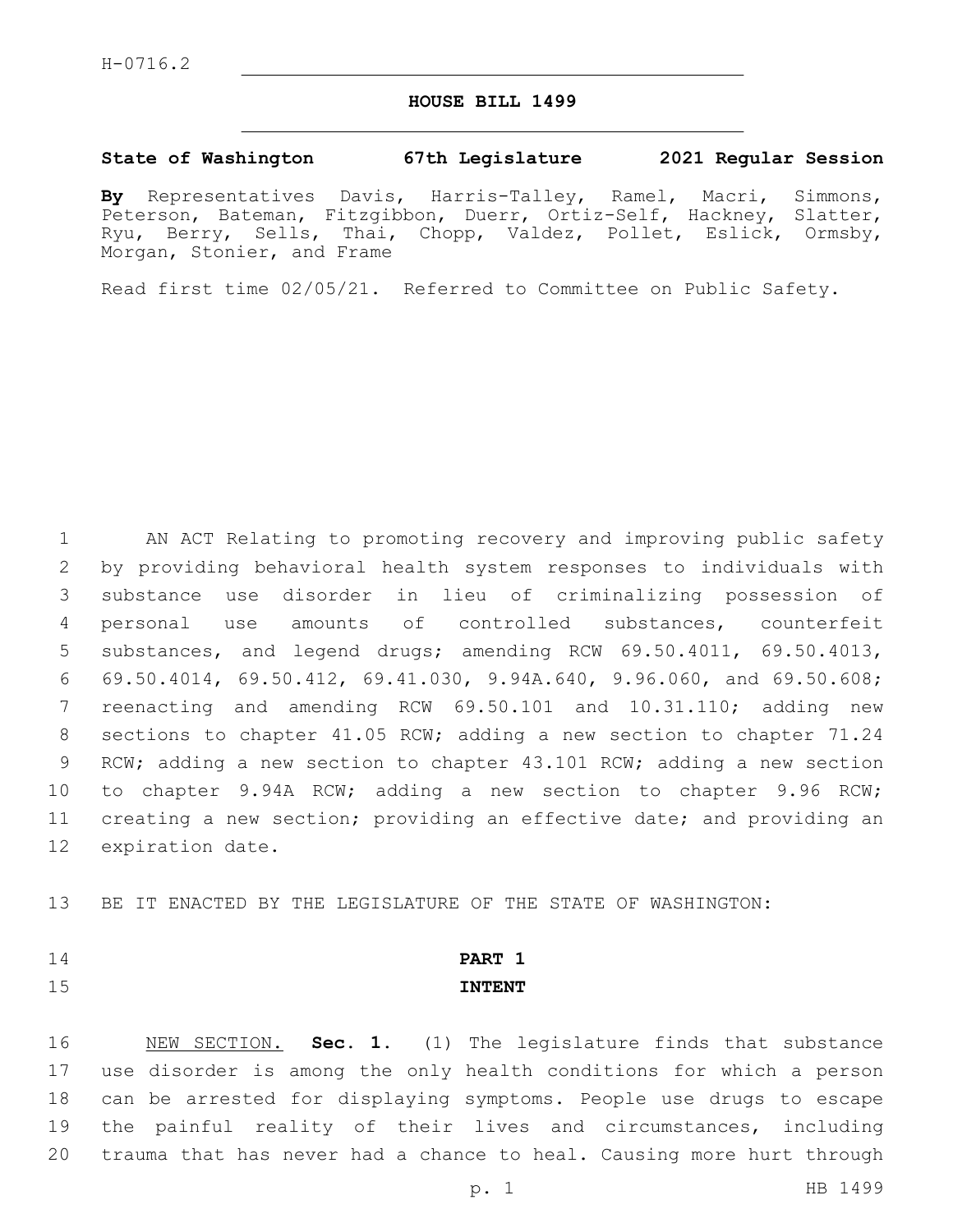H-0716.2

# HOUSE BILL 1499

**State of Washington 67th Legislature 2021 Regular Session**

**By** Representatives Davis, Harris-Talley, Ramel, Macri, Simmons, Peterson, Bateman, Fitzgibbon, Duerr, Ortiz-Self, Hackney, Slatter, Ryu, Berry, Sells, Thai, Chopp, Valdez, Pollet, Eslick, Ormsby, Morgan, Stonier, and Frame

Read first time 02/05/21. Referred to Committee on Public Safety.

AN ACT Relating to promoting recovery and improving public safety by providing behavioral health system responses to individuals with substance use disorder in lieu of criminalizing possession of personal use amounts of controlled substances, counterfeit substances, and legend drugs; amending RCW 69.50.4011, 69.50.4013, 69.50.4014, 69.50.412, 69.41.030, 9.94A.640, 9.96.060, and 69.50.608; reenacting and amending RCW 69.50.101 and 10.31.110; adding new sections to chapter 41.05 RCW; adding a new section to chapter 71.24 RCW; adding a new section to chapter 43.101 RCW; adding a new section to chapter 9.94A RCW; adding a new section to chapter 9.96 RCW; creating a new section; providing an effective date; and providing an expiration date.

BE IT ENACTED BY THE LEGISLATURE OF THE STATE OF WASHINGTON:

## PART 1
## INTENT

NEW SECTION. **Sec. 1.** (1) The legislature finds that substance use disorder is among the only health conditions for which a person can be arrested for displaying symptoms. People use drugs to escape the painful reality of their lives and circumstances, including trauma that has never had a chance to heal. Causing more hurt through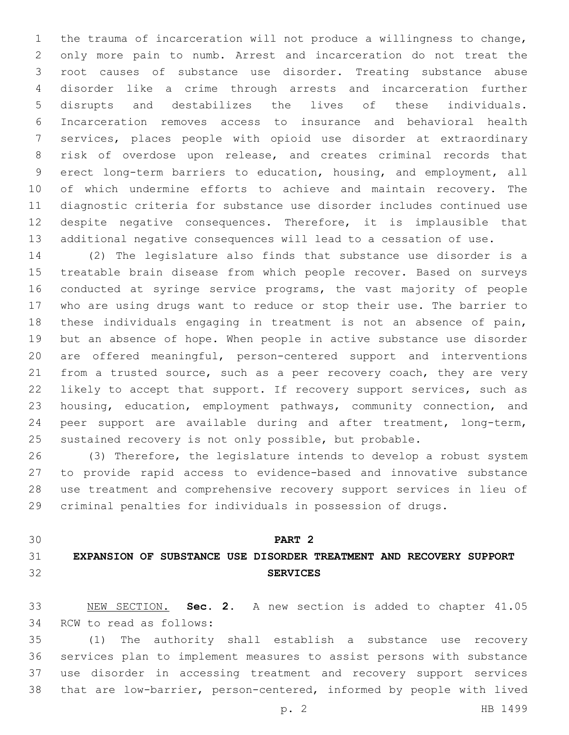the trauma of incarceration will not produce a willingness to change, only more pain to numb. Arrest and incarceration do not treat the root causes of substance use disorder. Treating substance abuse disorder like a crime through arrests and incarceration further disrupts and destabilizes the lives of these individuals. Incarceration removes access to insurance and behavioral health services, places people with opioid use disorder at extraordinary risk of overdose upon release, and creates criminal records that erect long-term barriers to education, housing, and employment, all of which undermine efforts to achieve and maintain recovery. The diagnostic criteria for substance use disorder includes continued use despite negative consequences. Therefore, it is implausible that additional negative consequences will lead to a cessation of use.

(2) The legislature also finds that substance use disorder is a treatable brain disease from which people recover. Based on surveys conducted at syringe service programs, the vast majority of people who are using drugs want to reduce or stop their use. The barrier to these individuals engaging in treatment is not an absence of pain, but an absence of hope. When people in active substance use disorder are offered meaningful, person-centered support and interventions from a trusted source, such as a peer recovery coach, they are very likely to accept that support. If recovery support services, such as housing, education, employment pathways, community connection, and peer support are available during and after treatment, long-term, sustained recovery is not only possible, but probable.

(3) Therefore, the legislature intends to develop a robust system to provide rapid access to evidence-based and innovative substance use treatment and comprehensive recovery support services in lieu of criminal penalties for individuals in possession of drugs.

## PART 2
## EXPANSION OF SUBSTANCE USE DISORDER TREATMENT AND RECOVERY SUPPORT SERVICES

NEW SECTION. **Sec. 2.** A new section is added to chapter 41.05 RCW to read as follows:

(1) The authority shall establish a substance use recovery services plan to implement measures to assist persons with substance use disorder in accessing treatment and recovery support services that are low-barrier, person-centered, informed by people with lived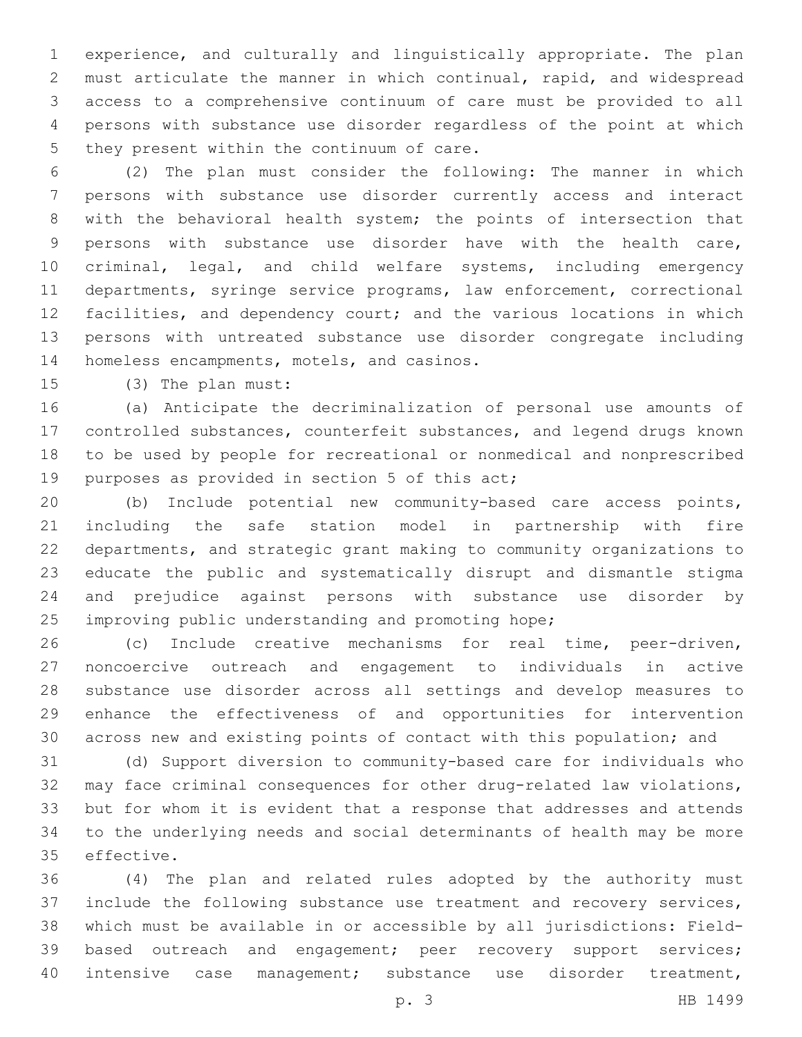experience, and culturally and linguistically appropriate. The plan must articulate the manner in which continual, rapid, and widespread access to a comprehensive continuum of care must be provided to all persons with substance use disorder regardless of the point at which they present within the continuum of care.

(2) The plan must consider the following: The manner in which persons with substance use disorder currently access and interact with the behavioral health system; the points of intersection that persons with substance use disorder have with the health care, criminal, legal, and child welfare systems, including emergency departments, syringe service programs, law enforcement, correctional facilities, and dependency court; and the various locations in which persons with untreated substance use disorder congregate including homeless encampments, motels, and casinos.

(3) The plan must:

(a) Anticipate the decriminalization of personal use amounts of controlled substances, counterfeit substances, and legend drugs known to be used by people for recreational or nonmedical and nonprescribed purposes as provided in section 5 of this act;

(b) Include potential new community-based care access points, including the safe station model in partnership with fire departments, and strategic grant making to community organizations to educate the public and systematically disrupt and dismantle stigma and prejudice against persons with substance use disorder by improving public understanding and promoting hope;

(c) Include creative mechanisms for real time, peer-driven, noncoercive outreach and engagement to individuals in active substance use disorder across all settings and develop measures to enhance the effectiveness of and opportunities for intervention across new and existing points of contact with this population; and

(d) Support diversion to community-based care for individuals who may face criminal consequences for other drug-related law violations, but for whom it is evident that a response that addresses and attends to the underlying needs and social determinants of health may be more effective.

(4) The plan and related rules adopted by the authority must include the following substance use treatment and recovery services, which must be available in or accessible by all jurisdictions: Field-based outreach and engagement; peer recovery support services; intensive case management; substance use disorder treatment,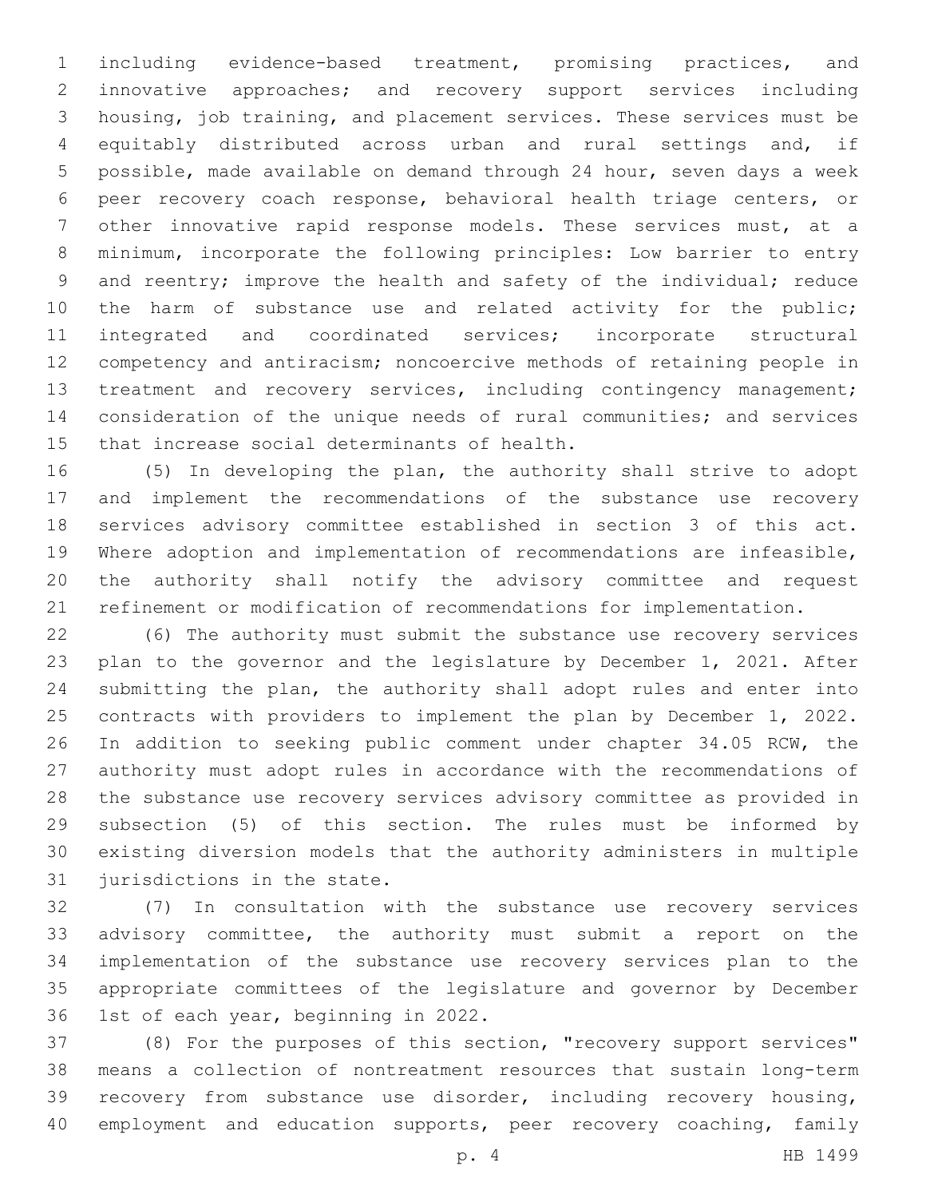including evidence-based treatment, promising practices, and innovative approaches; and recovery support services including housing, job training, and placement services. These services must be equitably distributed across urban and rural settings and, if possible, made available on demand through 24 hour, seven days a week peer recovery coach response, behavioral health triage centers, or other innovative rapid response models. These services must, at a minimum, incorporate the following principles: Low barrier to entry and reentry; improve the health and safety of the individual; reduce the harm of substance use and related activity for the public; integrated and coordinated services; incorporate structural competency and antiracism; noncoercive methods of retaining people in treatment and recovery services, including contingency management; consideration of the unique needs of rural communities; and services that increase social determinants of health.

(5) In developing the plan, the authority shall strive to adopt and implement the recommendations of the substance use recovery services advisory committee established in section 3 of this act. Where adoption and implementation of recommendations are infeasible, the authority shall notify the advisory committee and request refinement or modification of recommendations for implementation.

(6) The authority must submit the substance use recovery services plan to the governor and the legislature by December 1, 2021. After submitting the plan, the authority shall adopt rules and enter into contracts with providers to implement the plan by December 1, 2022. In addition to seeking public comment under chapter 34.05 RCW, the authority must adopt rules in accordance with the recommendations of the substance use recovery services advisory committee as provided in subsection (5) of this section. The rules must be informed by existing diversion models that the authority administers in multiple jurisdictions in the state.

(7) In consultation with the substance use recovery services advisory committee, the authority must submit a report on the implementation of the substance use recovery services plan to the appropriate committees of the legislature and governor by December 1st of each year, beginning in 2022.

(8) For the purposes of this section, "recovery support services" means a collection of nontreatment resources that sustain long-term recovery from substance use disorder, including recovery housing, employment and education supports, peer recovery coaching, family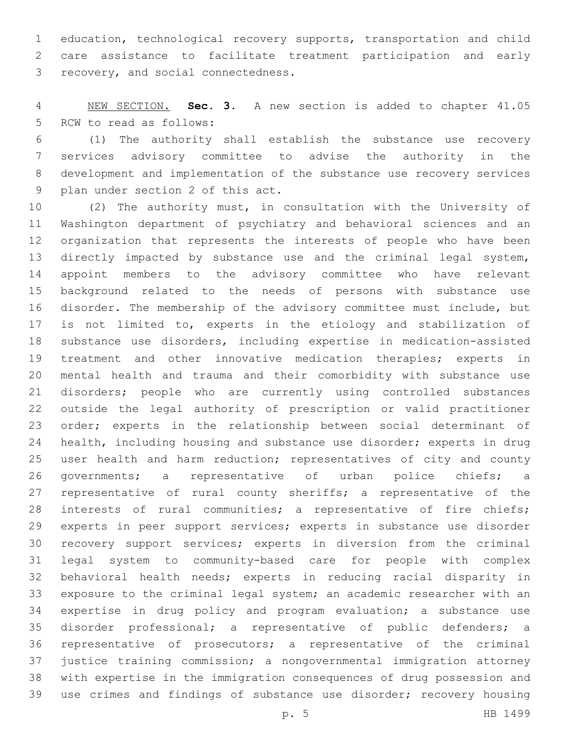education, technological recovery supports, transportation and child care assistance to facilitate treatment participation and early recovery, and social connectedness.

NEW SECTION. **Sec. 3.** A new section is added to chapter 41.05 RCW to read as follows:

(1) The authority shall establish the substance use recovery services advisory committee to advise the authority in the development and implementation of the substance use recovery services plan under section 2 of this act.

(2) The authority must, in consultation with the University of Washington department of psychiatry and behavioral sciences and an organization that represents the interests of people who have been directly impacted by substance use and the criminal legal system, appoint members to the advisory committee who have relevant background related to the needs of persons with substance use disorder. The membership of the advisory committee must include, but is not limited to, experts in the etiology and stabilization of substance use disorders, including expertise in medication-assisted treatment and other innovative medication therapies; experts in mental health and trauma and their comorbidity with substance use disorders; people who are currently using controlled substances outside the legal authority of prescription or valid practitioner order; experts in the relationship between social determinant of health, including housing and substance use disorder; experts in drug user health and harm reduction; representatives of city and county governments; a representative of urban police chiefs; a representative of rural county sheriffs; a representative of the interests of rural communities; a representative of fire chiefs; experts in peer support services; experts in substance use disorder recovery support services; experts in diversion from the criminal legal system to community-based care for people with complex behavioral health needs; experts in reducing racial disparity in exposure to the criminal legal system; an academic researcher with an expertise in drug policy and program evaluation; a substance use disorder professional; a representative of public defenders; a representative of prosecutors; a representative of the criminal justice training commission; a nongovernmental immigration attorney with expertise in the immigration consequences of drug possession and use crimes and findings of substance use disorder; recovery housing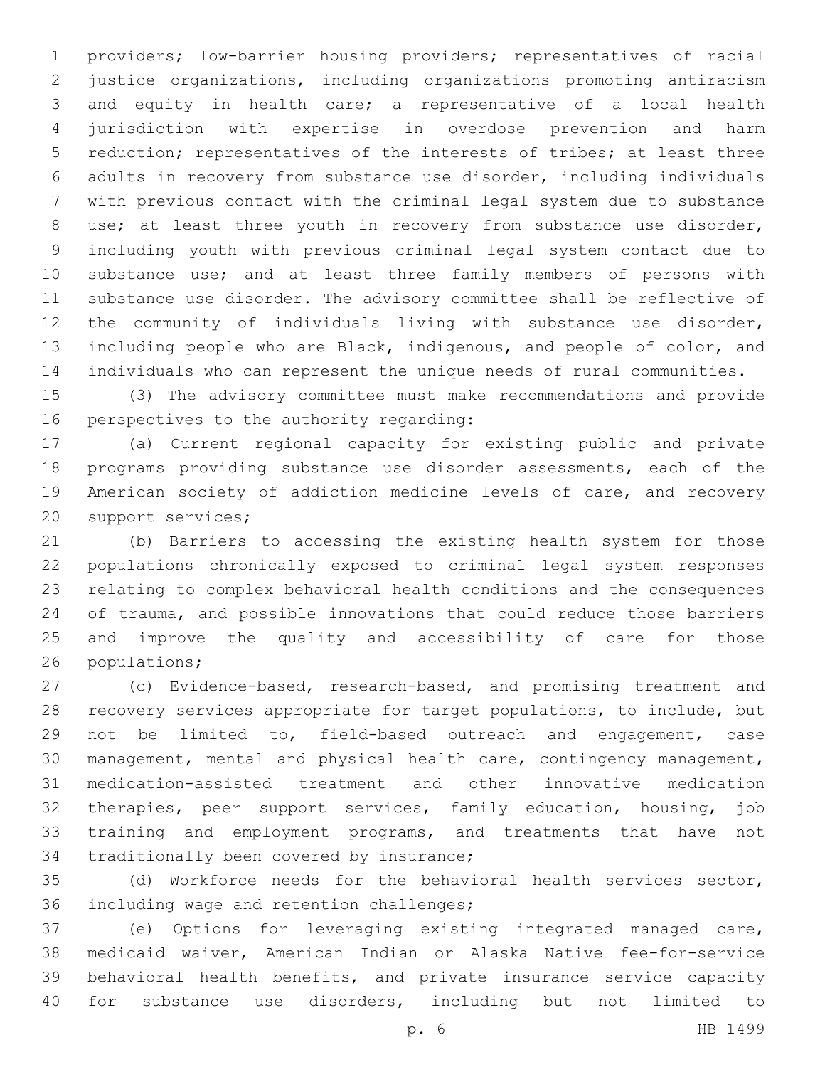providers; low-barrier housing providers; representatives of racial justice organizations, including organizations promoting antiracism and equity in health care; a representative of a local health jurisdiction with expertise in overdose prevention and harm reduction; representatives of the interests of tribes; at least three adults in recovery from substance use disorder, including individuals with previous contact with the criminal legal system due to substance use; at least three youth in recovery from substance use disorder, including youth with previous criminal legal system contact due to substance use; and at least three family members of persons with substance use disorder. The advisory committee shall be reflective of the community of individuals living with substance use disorder, including people who are Black, indigenous, and people of color, and individuals who can represent the unique needs of rural communities.

(3) The advisory committee must make recommendations and provide perspectives to the authority regarding:

(a) Current regional capacity for existing public and private programs providing substance use disorder assessments, each of the American society of addiction medicine levels of care, and recovery support services;

(b) Barriers to accessing the existing health system for those populations chronically exposed to criminal legal system responses relating to complex behavioral health conditions and the consequences of trauma, and possible innovations that could reduce those barriers and improve the quality and accessibility of care for those populations;

(c) Evidence-based, research-based, and promising treatment and recovery services appropriate for target populations, to include, but not be limited to, field-based outreach and engagement, case management, mental and physical health care, contingency management, medication-assisted treatment and other innovative medication therapies, peer support services, family education, housing, job training and employment programs, and treatments that have not traditionally been covered by insurance;

(d) Workforce needs for the behavioral health services sector, including wage and retention challenges;

(e) Options for leveraging existing integrated managed care, medicaid waiver, American Indian or Alaska Native fee-for-service behavioral health benefits, and private insurance service capacity for substance use disorders, including but not limited to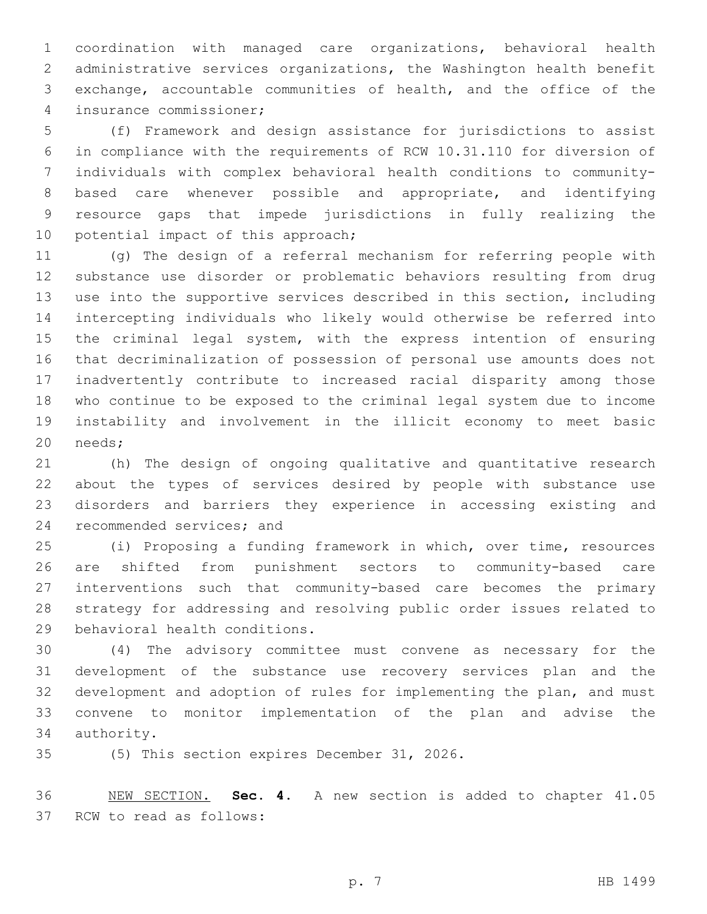coordination with managed care organizations, behavioral health administrative services organizations, the Washington health benefit exchange, accountable communities of health, and the office of the insurance commissioner;

(f) Framework and design assistance for jurisdictions to assist in compliance with the requirements of RCW 10.31.110 for diversion of individuals with complex behavioral health conditions to community-based care whenever possible and appropriate, and identifying resource gaps that impede jurisdictions in fully realizing the potential impact of this approach;

(g) The design of a referral mechanism for referring people with substance use disorder or problematic behaviors resulting from drug use into the supportive services described in this section, including intercepting individuals who likely would otherwise be referred into the criminal legal system, with the express intention of ensuring that decriminalization of possession of personal use amounts does not inadvertently contribute to increased racial disparity among those who continue to be exposed to the criminal legal system due to income instability and involvement in the illicit economy to meet basic needs;

(h) The design of ongoing qualitative and quantitative research about the types of services desired by people with substance use disorders and barriers they experience in accessing existing and recommended services; and

(i) Proposing a funding framework in which, over time, resources are shifted from punishment sectors to community-based care interventions such that community-based care becomes the primary strategy for addressing and resolving public order issues related to behavioral health conditions.

(4) The advisory committee must convene as necessary for the development of the substance use recovery services plan and the development and adoption of rules for implementing the plan, and must convene to monitor implementation of the plan and advise the authority.

(5) This section expires December 31, 2026.

NEW SECTION. **Sec. 4.** A new section is added to chapter 41.05 RCW to read as follows: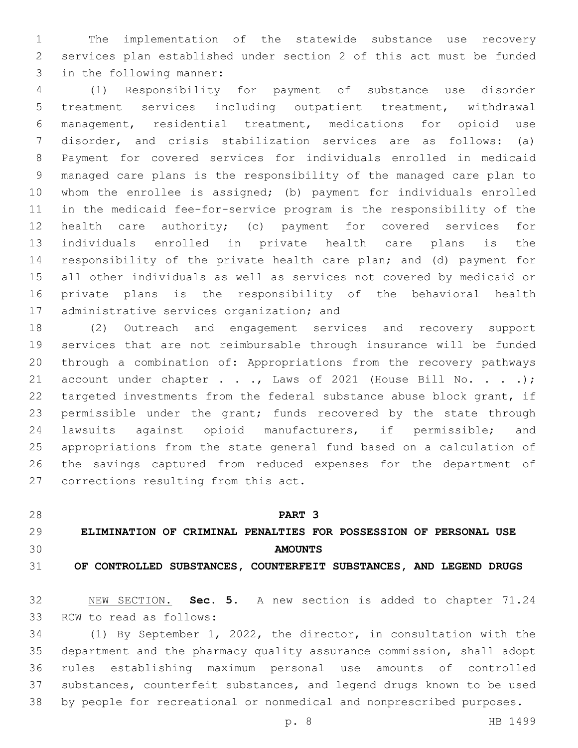The implementation of the statewide substance use recovery services plan established under section 2 of this act must be funded in the following manner:

(1) Responsibility for payment of substance use disorder treatment services including outpatient treatment, withdrawal management, residential treatment, medications for opioid use disorder, and crisis stabilization services are as follows: (a) Payment for covered services for individuals enrolled in medicaid managed care plans is the responsibility of the managed care plan to whom the enrollee is assigned; (b) payment for individuals enrolled in the medicaid fee-for-service program is the responsibility of the health care authority; (c) payment for covered services for individuals enrolled in private health care plans is the responsibility of the private health care plan; and (d) payment for all other individuals as well as services not covered by medicaid or private plans is the responsibility of the behavioral health administrative services organization; and

(2) Outreach and engagement services and recovery support services that are not reimbursable through insurance will be funded through a combination of: Appropriations from the recovery pathways account under chapter . . ., Laws of 2021 (House Bill No. . . .); targeted investments from the federal substance abuse block grant, if permissible under the grant; funds recovered by the state through lawsuits against opioid manufacturers, if permissible; and appropriations from the state general fund based on a calculation of the savings captured from reduced expenses for the department of corrections resulting from this act.

## PART 3
## ELIMINATION OF CRIMINAL PENALTIES FOR POSSESSION OF PERSONAL USE AMOUNTS OF CONTROLLED SUBSTANCES, COUNTERFEIT SUBSTANCES, AND LEGEND DRUGS

NEW SECTION. **Sec. 5.** A new section is added to chapter 71.24 RCW to read as follows:

(1) By September 1, 2022, the director, in consultation with the department and the pharmacy quality assurance commission, shall adopt rules establishing maximum personal use amounts of controlled substances, counterfeit substances, and legend drugs known to be used by people for recreational or nonmedical and nonprescribed purposes.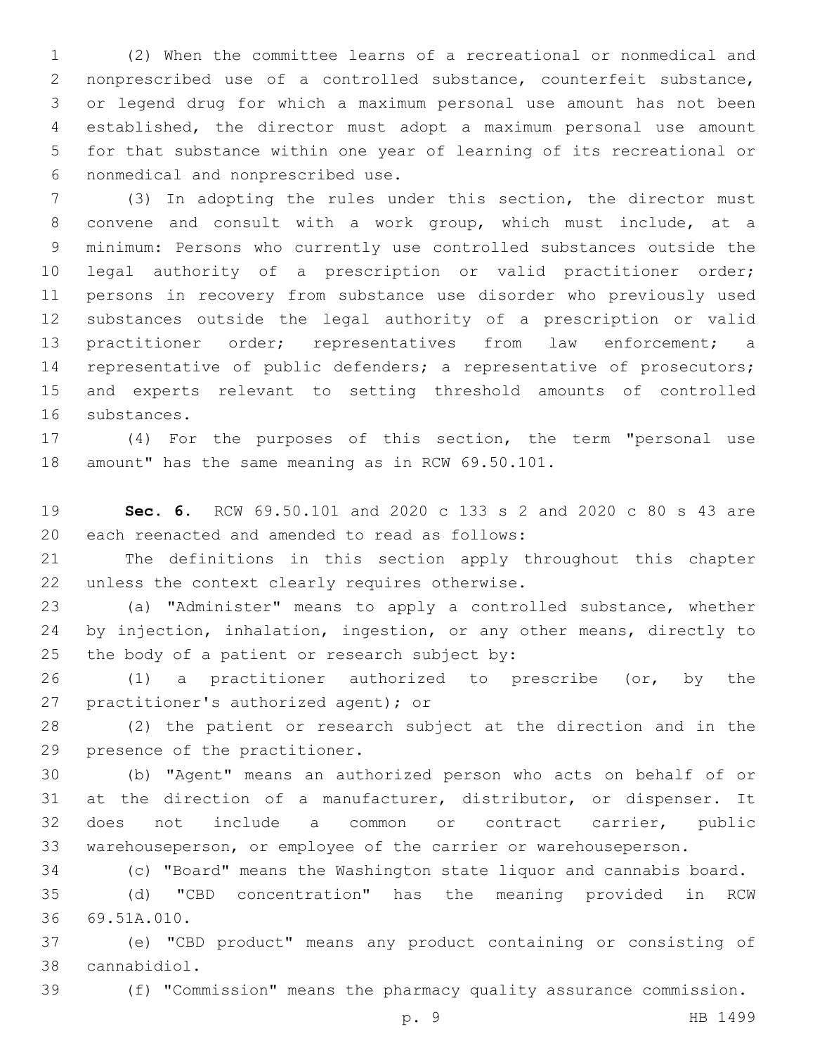(2) When the committee learns of a recreational or nonmedical and nonprescribed use of a controlled substance, counterfeit substance, or legend drug for which a maximum personal use amount has not been established, the director must adopt a maximum personal use amount for that substance within one year of learning of its recreational or nonmedical and nonprescribed use.

(3) In adopting the rules under this section, the director must convene and consult with a work group, which must include, at a minimum: Persons who currently use controlled substances outside the legal authority of a prescription or valid practitioner order; persons in recovery from substance use disorder who previously used substances outside the legal authority of a prescription or valid practitioner order; representatives from law enforcement; a representative of public defenders; a representative of prosecutors; and experts relevant to setting threshold amounts of controlled substances.

(4) For the purposes of this section, the term "personal use amount" has the same meaning as in RCW 69.50.101.

**Sec. 6.** RCW 69.50.101 and 2020 c 133 s 2 and 2020 c 80 s 43 are each reenacted and amended to read as follows:

The definitions in this section apply throughout this chapter unless the context clearly requires otherwise.

(a) "Administer" means to apply a controlled substance, whether by injection, inhalation, ingestion, or any other means, directly to the body of a patient or research subject by:

(1) a practitioner authorized to prescribe (or, by the practitioner's authorized agent); or

(2) the patient or research subject at the direction and in the presence of the practitioner.

(b) "Agent" means an authorized person who acts on behalf of or at the direction of a manufacturer, distributor, or dispenser. It does not include a common or contract carrier, public warehouseperson, or employee of the carrier or warehouseperson.

(c) "Board" means the Washington state liquor and cannabis board.

(d) "CBD concentration" has the meaning provided in RCW 69.51A.010.

(e) "CBD product" means any product containing or consisting of cannabidiol.

(f) "Commission" means the pharmacy quality assurance commission.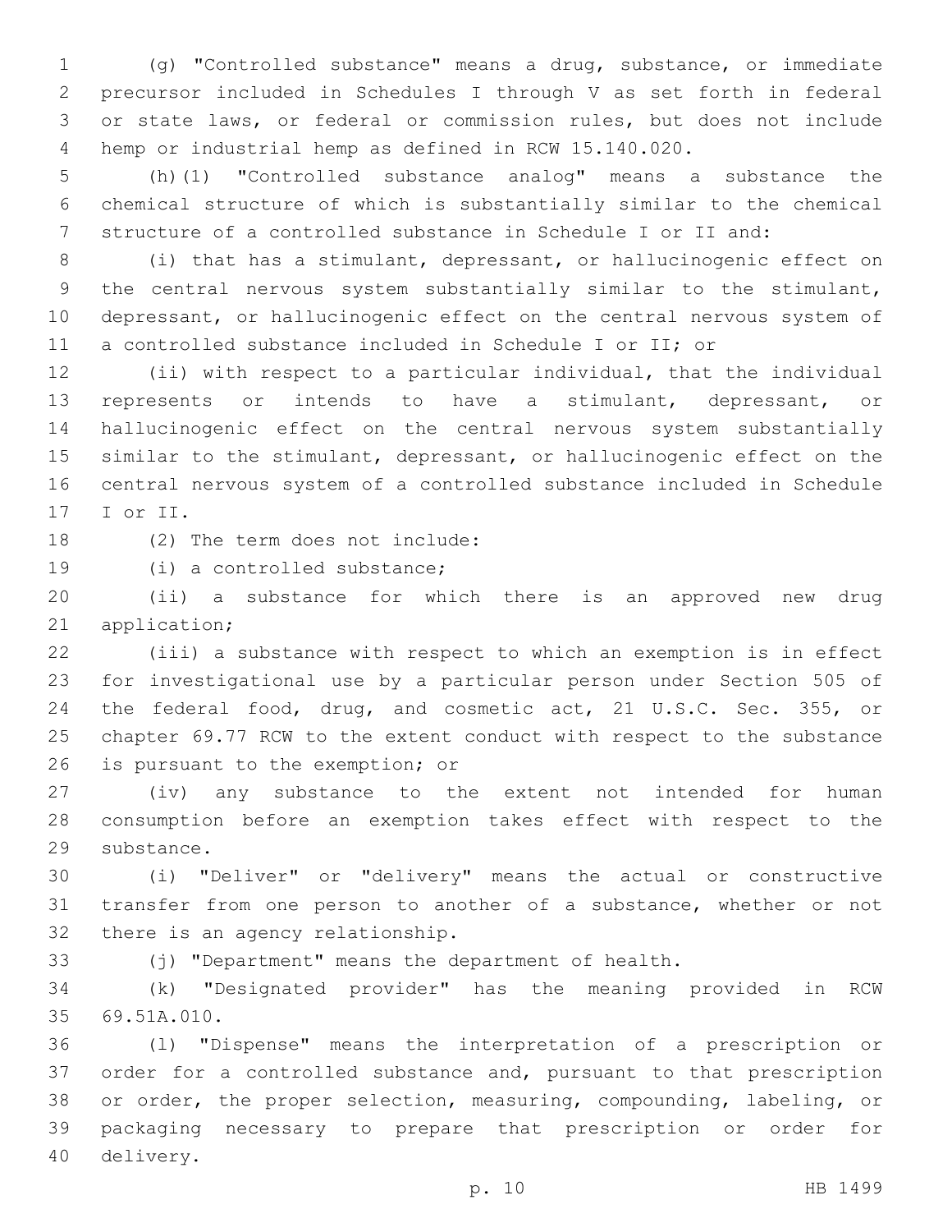(g) "Controlled substance" means a drug, substance, or immediate precursor included in Schedules I through V as set forth in federal or state laws, or federal or commission rules, but does not include hemp or industrial hemp as defined in RCW 15.140.020.

(h)(1) "Controlled substance analog" means a substance the chemical structure of which is substantially similar to the chemical structure of a controlled substance in Schedule I or II and:

(i) that has a stimulant, depressant, or hallucinogenic effect on the central nervous system substantially similar to the stimulant, depressant, or hallucinogenic effect on the central nervous system of a controlled substance included in Schedule I or II; or

(ii) with respect to a particular individual, that the individual represents or intends to have a stimulant, depressant, or hallucinogenic effect on the central nervous system substantially similar to the stimulant, depressant, or hallucinogenic effect on the central nervous system of a controlled substance included in Schedule I or II.

(2) The term does not include:

(i) a controlled substance;

(ii) a substance for which there is an approved new drug application;

(iii) a substance with respect to which an exemption is in effect for investigational use by a particular person under Section 505 of the federal food, drug, and cosmetic act, 21 U.S.C. Sec. 355, or chapter 69.77 RCW to the extent conduct with respect to the substance is pursuant to the exemption; or

(iv) any substance to the extent not intended for human consumption before an exemption takes effect with respect to the substance.

(i) "Deliver" or "delivery" means the actual or constructive transfer from one person to another of a substance, whether or not there is an agency relationship.

(j) "Department" means the department of health.

(k) "Designated provider" has the meaning provided in RCW 69.51A.010.

(l) "Dispense" means the interpretation of a prescription or order for a controlled substance and, pursuant to that prescription or order, the proper selection, measuring, compounding, labeling, or packaging necessary to prepare that prescription or order for delivery.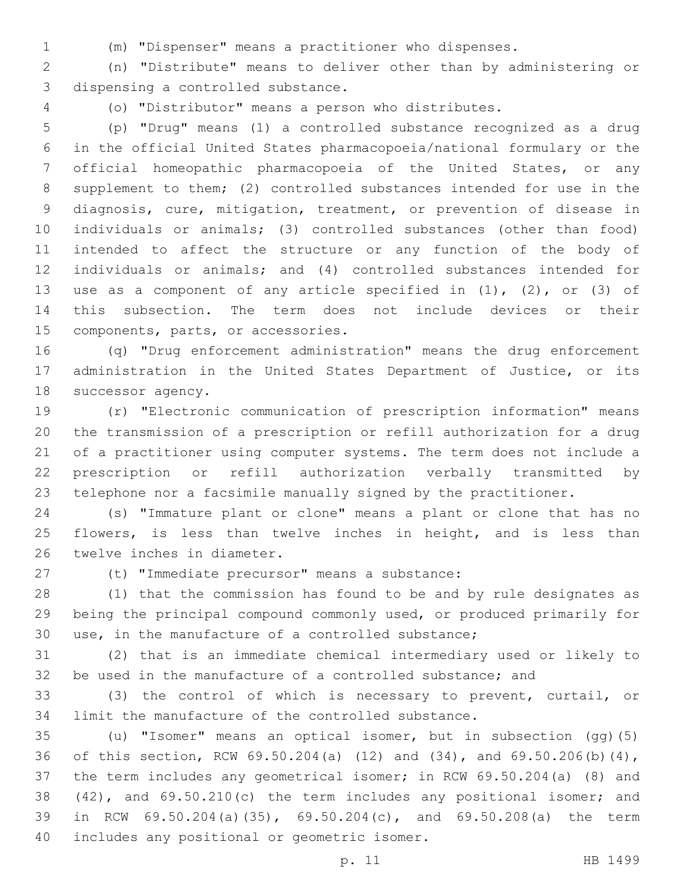(m) "Dispenser" means a practitioner who dispenses.

(n) "Distribute" means to deliver other than by administering or dispensing a controlled substance.

(o) "Distributor" means a person who distributes.

(p) "Drug" means (1) a controlled substance recognized as a drug in the official United States pharmacopoeia/national formulary or the official homeopathic pharmacopoeia of the United States, or any supplement to them; (2) controlled substances intended for use in the diagnosis, cure, mitigation, treatment, or prevention of disease in individuals or animals; (3) controlled substances (other than food) intended to affect the structure or any function of the body of individuals or animals; and (4) controlled substances intended for use as a component of any article specified in (1), (2), or (3) of this subsection. The term does not include devices or their components, parts, or accessories.

(q) "Drug enforcement administration" means the drug enforcement administration in the United States Department of Justice, or its successor agency.

(r) "Electronic communication of prescription information" means the transmission of a prescription or refill authorization for a drug of a practitioner using computer systems. The term does not include a prescription or refill authorization verbally transmitted by telephone nor a facsimile manually signed by the practitioner.

(s) "Immature plant or clone" means a plant or clone that has no flowers, is less than twelve inches in height, and is less than twelve inches in diameter.

(t) "Immediate precursor" means a substance:

(1) that the commission has found to be and by rule designates as being the principal compound commonly used, or produced primarily for use, in the manufacture of a controlled substance;

(2) that is an immediate chemical intermediary used or likely to be used in the manufacture of a controlled substance; and

(3) the control of which is necessary to prevent, curtail, or limit the manufacture of the controlled substance.

(u) "Isomer" means an optical isomer, but in subsection (gg)(5) of this section, RCW 69.50.204(a) (12) and (34), and 69.50.206(b)(4), the term includes any geometrical isomer; in RCW 69.50.204(a) (8) and (42), and 69.50.210(c) the term includes any positional isomer; and in RCW 69.50.204(a)(35), 69.50.204(c), and 69.50.208(a) the term includes any positional or geometric isomer.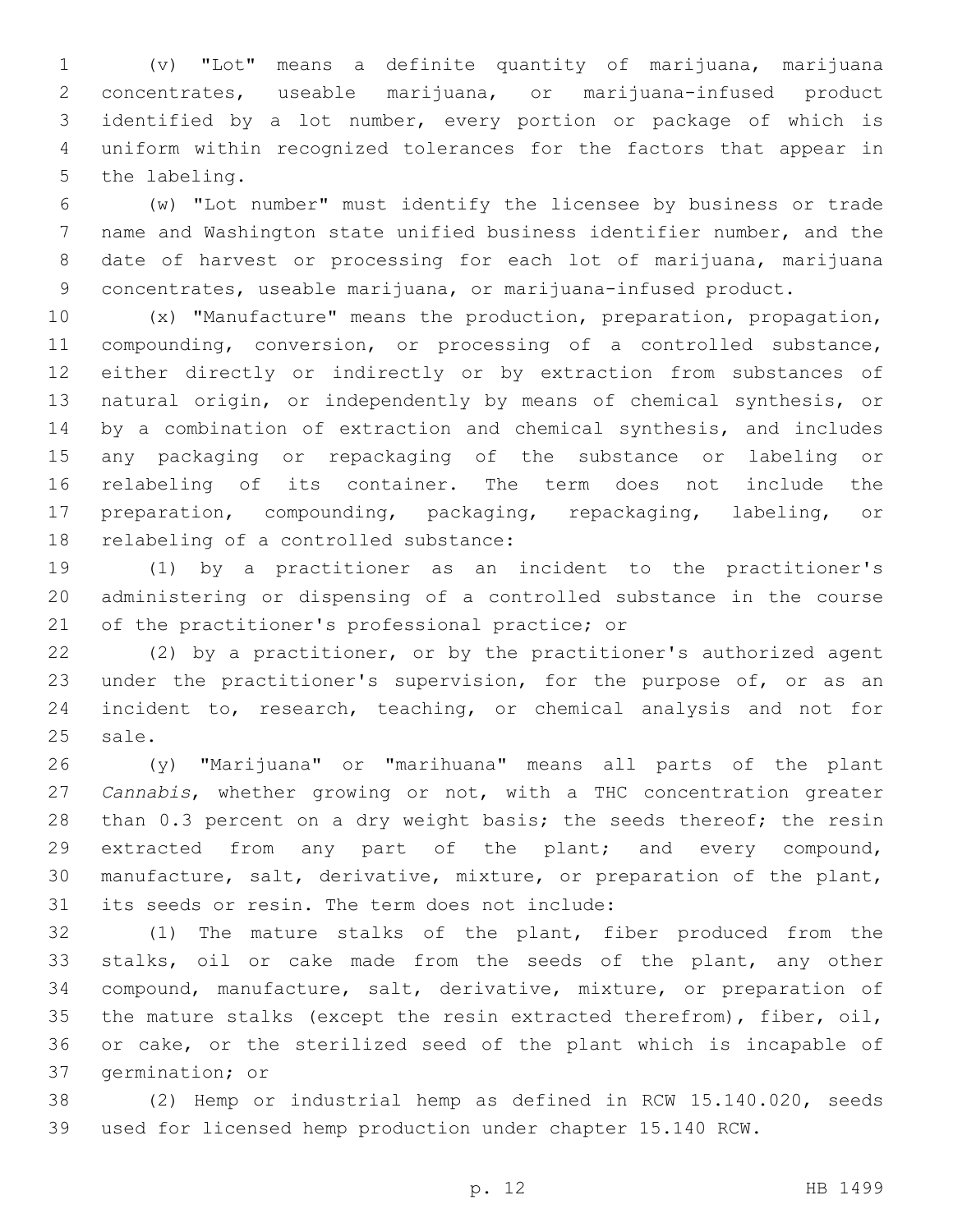(v) "Lot" means a definite quantity of marijuana, marijuana concentrates, useable marijuana, or marijuana-infused product identified by a lot number, every portion or package of which is uniform within recognized tolerances for the factors that appear in the labeling.

(w) "Lot number" must identify the licensee by business or trade name and Washington state unified business identifier number, and the date of harvest or processing for each lot of marijuana, marijuana concentrates, useable marijuana, or marijuana-infused product.

(x) "Manufacture" means the production, preparation, propagation, compounding, conversion, or processing of a controlled substance, either directly or indirectly or by extraction from substances of natural origin, or independently by means of chemical synthesis, or by a combination of extraction and chemical synthesis, and includes any packaging or repackaging of the substance or labeling or relabeling of its container. The term does not include the preparation, compounding, packaging, repackaging, labeling, or relabeling of a controlled substance:

(1) by a practitioner as an incident to the practitioner's administering or dispensing of a controlled substance in the course of the practitioner's professional practice; or

(2) by a practitioner, or by the practitioner's authorized agent under the practitioner's supervision, for the purpose of, or as an incident to, research, teaching, or chemical analysis and not for sale.

(y) "Marijuana" or "marihuana" means all parts of the plant *Cannabis*, whether growing or not, with a THC concentration greater than 0.3 percent on a dry weight basis; the seeds thereof; the resin extracted from any part of the plant; and every compound, manufacture, salt, derivative, mixture, or preparation of the plant, its seeds or resin. The term does not include:

(1) The mature stalks of the plant, fiber produced from the stalks, oil or cake made from the seeds of the plant, any other compound, manufacture, salt, derivative, mixture, or preparation of the mature stalks (except the resin extracted therefrom), fiber, oil, or cake, or the sterilized seed of the plant which is incapable of germination; or

(2) Hemp or industrial hemp as defined in RCW 15.140.020, seeds used for licensed hemp production under chapter 15.140 RCW.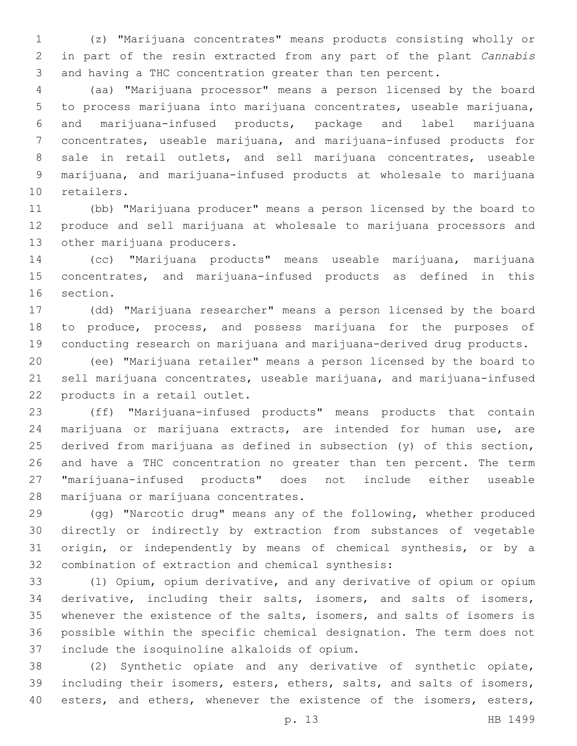(z) "Marijuana concentrates" means products consisting wholly or in part of the resin extracted from any part of the plant *Cannabis* and having a THC concentration greater than ten percent.

(aa) "Marijuana processor" means a person licensed by the board to process marijuana into marijuana concentrates, useable marijuana, and marijuana-infused products, package and label marijuana concentrates, useable marijuana, and marijuana-infused products for sale in retail outlets, and sell marijuana concentrates, useable marijuana, and marijuana-infused products at wholesale to marijuana retailers.

(bb) "Marijuana producer" means a person licensed by the board to produce and sell marijuana at wholesale to marijuana processors and other marijuana producers.

(cc) "Marijuana products" means useable marijuana, marijuana concentrates, and marijuana-infused products as defined in this section.

(dd) "Marijuana researcher" means a person licensed by the board to produce, process, and possess marijuana for the purposes of conducting research on marijuana and marijuana-derived drug products.

(ee) "Marijuana retailer" means a person licensed by the board to sell marijuana concentrates, useable marijuana, and marijuana-infused products in a retail outlet.

(ff) "Marijuana-infused products" means products that contain marijuana or marijuana extracts, are intended for human use, are derived from marijuana as defined in subsection (y) of this section, and have a THC concentration no greater than ten percent. The term "marijuana-infused products" does not include either useable marijuana or marijuana concentrates.

(gg) "Narcotic drug" means any of the following, whether produced directly or indirectly by extraction from substances of vegetable origin, or independently by means of chemical synthesis, or by a combination of extraction and chemical synthesis:

(1) Opium, opium derivative, and any derivative of opium or opium derivative, including their salts, isomers, and salts of isomers, whenever the existence of the salts, isomers, and salts of isomers is possible within the specific chemical designation. The term does not include the isoquinoline alkaloids of opium.

(2) Synthetic opiate and any derivative of synthetic opiate, including their isomers, esters, ethers, salts, and salts of isomers, esters, and ethers, whenever the existence of the isomers, esters,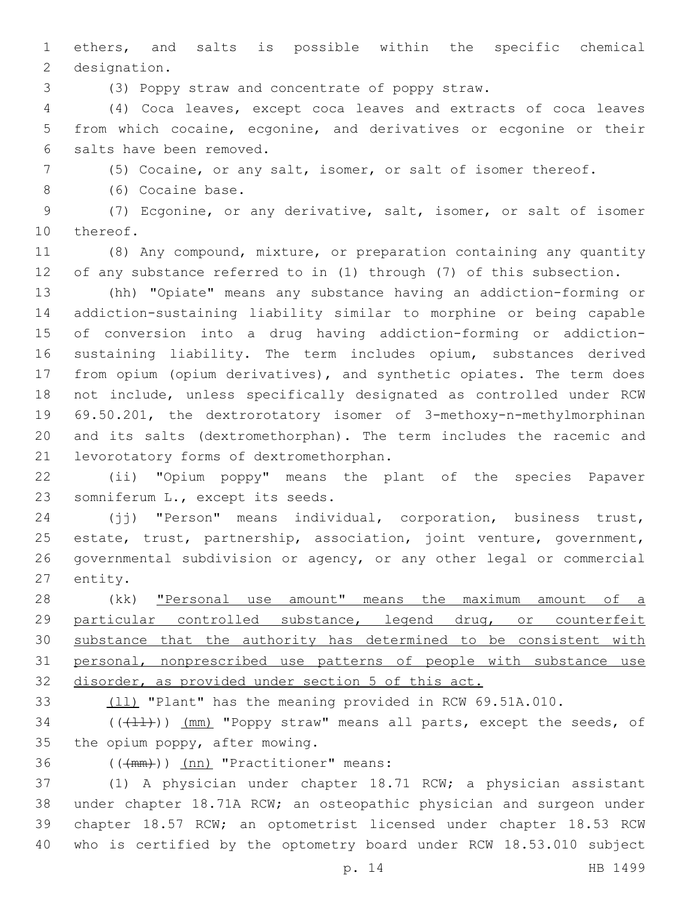ethers, and salts is possible within the specific chemical designation.

(3) Poppy straw and concentrate of poppy straw.

(4) Coca leaves, except coca leaves and extracts of coca leaves from which cocaine, ecgonine, and derivatives or ecgonine or their salts have been removed.

(5) Cocaine, or any salt, isomer, or salt of isomer thereof.

(6) Cocaine base.

(7) Ecgonine, or any derivative, salt, isomer, or salt of isomer thereof.

(8) Any compound, mixture, or preparation containing any quantity of any substance referred to in (1) through (7) of this subsection.

(hh) "Opiate" means any substance having an addiction-forming or addiction-sustaining liability similar to morphine or being capable of conversion into a drug having addiction-forming or addiction-sustaining liability. The term includes opium, substances derived from opium (opium derivatives), and synthetic opiates. The term does not include, unless specifically designated as controlled under RCW 69.50.201, the dextrorotatory isomer of 3-methoxy-n-methylmorphinan and its salts (dextromethorphan). The term includes the racemic and levorotatory forms of dextromethorphan.

(ii) "Opium poppy" means the plant of the species Papaver somniferum L., except its seeds.

(jj) "Person" means individual, corporation, business trust, estate, trust, partnership, association, joint venture, government, governmental subdivision or agency, or any other legal or commercial entity.

(kk) <u>"Personal use amount" means the maximum amount of a particular controlled substance, legend drug, or counterfeit substance that the authority has determined to be consistent with personal, nonprescribed use patterns of people with substance use disorder, as provided under section 5 of this act.</u>

<u>(ll)</u> "Plant" has the meaning provided in RCW 69.51A.010.

(( ~~(ll)~~ )) <u>(mm)</u> "Poppy straw" means all parts, except the seeds, of the opium poppy, after mowing.

(( ~~(mm)~~ )) <u>(nn)</u> "Practitioner" means:

(1) A physician under chapter 18.71 RCW; a physician assistant under chapter 18.71A RCW; an osteopathic physician and surgeon under chapter 18.57 RCW; an optometrist licensed under chapter 18.53 RCW who is certified by the optometry board under RCW 18.53.010 subject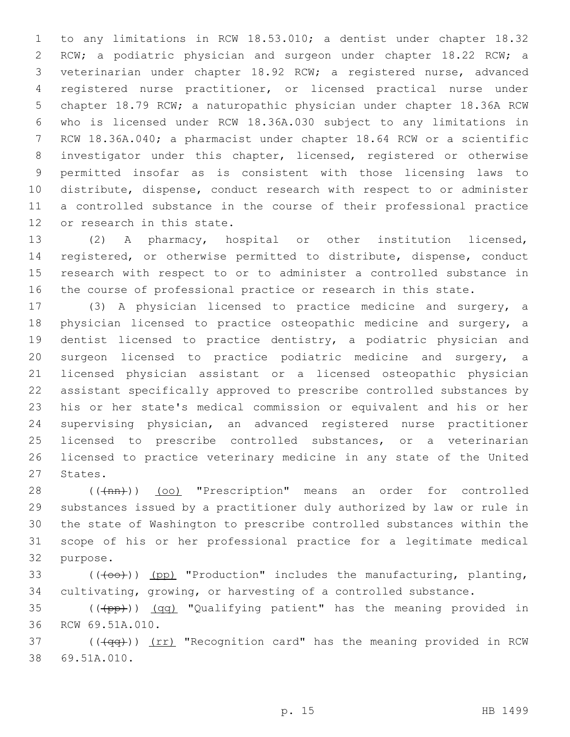to any limitations in RCW 18.53.010; a dentist under chapter 18.32 RCW; a podiatric physician and surgeon under chapter 18.22 RCW; a veterinarian under chapter 18.92 RCW; a registered nurse, advanced registered nurse practitioner, or licensed practical nurse under chapter 18.79 RCW; a naturopathic physician under chapter 18.36A RCW who is licensed under RCW 18.36A.030 subject to any limitations in RCW 18.36A.040; a pharmacist under chapter 18.64 RCW or a scientific investigator under this chapter, licensed, registered or otherwise permitted insofar as is consistent with those licensing laws to distribute, dispense, conduct research with respect to or administer a controlled substance in the course of their professional practice or research in this state.

(2) A pharmacy, hospital or other institution licensed, registered, or otherwise permitted to distribute, dispense, conduct research with respect to or to administer a controlled substance in the course of professional practice or research in this state.

(3) A physician licensed to practice medicine and surgery, a physician licensed to practice osteopathic medicine and surgery, a dentist licensed to practice dentistry, a podiatric physician and surgeon licensed to practice podiatric medicine and surgery, a licensed physician assistant or a licensed osteopathic physician assistant specifically approved to prescribe controlled substances by his or her state's medical commission or equivalent and his or her supervising physician, an advanced registered nurse practitioner licensed to prescribe controlled substances, or a veterinarian licensed to practice veterinary medicine in any state of the United States.

((~~(nn)~~)) <u>(oo)</u> "Prescription" means an order for controlled substances issued by a practitioner duly authorized by law or rule in the state of Washington to prescribe controlled substances within the scope of his or her professional practice for a legitimate medical purpose.

((~~(oo)~~)) <u>(pp)</u> "Production" includes the manufacturing, planting, cultivating, growing, or harvesting of a controlled substance.

((~~(pp)~~)) <u>(qq)</u> "Qualifying patient" has the meaning provided in RCW 69.51A.010.

((~~(qq)~~)) <u>(rr)</u> "Recognition card" has the meaning provided in RCW 69.51A.010.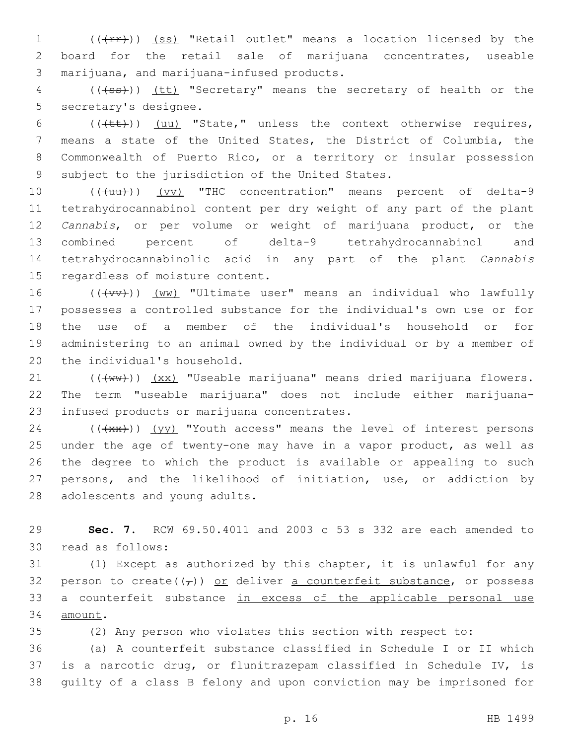(((rr))) (ss) "Retail outlet" means a location licensed by the board for the retail sale of marijuana concentrates, useable marijuana, and marijuana-infused products.

(((ss))) (tt) "Secretary" means the secretary of health or the secretary's designee.

(((tt))) (uu) "State," unless the context otherwise requires, means a state of the United States, the District of Columbia, the Commonwealth of Puerto Rico, or a territory or insular possession subject to the jurisdiction of the United States.

(((uu))) (vv) "THC concentration" means percent of delta-9 tetrahydrocannabinol content per dry weight of any part of the plant *Cannabis*, or per volume or weight of marijuana product, or the combined percent of delta-9 tetrahydrocannabinol and tetrahydrocannabinolic acid in any part of the plant *Cannabis* regardless of moisture content.

(((vv))) (ww) "Ultimate user" means an individual who lawfully possesses a controlled substance for the individual's own use or for the use of a member of the individual's household or for administering to an animal owned by the individual or by a member of the individual's household.

(((ww))) (xx) "Useable marijuana" means dried marijuana flowers. The term "useable marijuana" does not include either marijuana-infused products or marijuana concentrates.

(((xx))) (yy) "Youth access" means the level of interest persons under the age of twenty-one may have in a vapor product, as well as the degree to which the product is available or appealing to such persons, and the likelihood of initiation, use, or addiction by adolescents and young adults.

**Sec. 7.** RCW 69.50.4011 and 2003 c 53 s 332 are each amended to read as follows:

(1) Except as authorized by this chapter, it is unlawful for any person to create((,)) or deliver a counterfeit substance, or possess a counterfeit substance in excess of the applicable personal use amount.

(2) Any person who violates this section with respect to:

(a) A counterfeit substance classified in Schedule I or II which is a narcotic drug, or flunitrazepam classified in Schedule IV, is guilty of a class B felony and upon conviction may be imprisoned for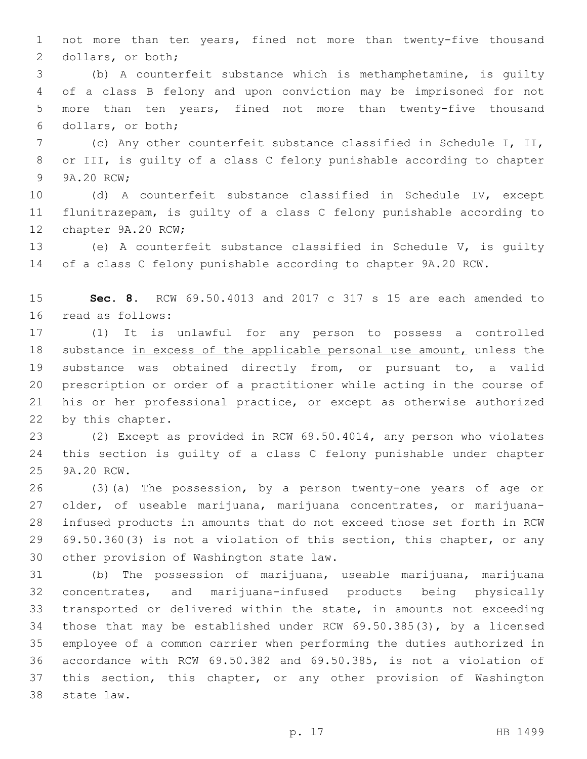not more than ten years, fined not more than twenty-five thousand dollars, or both;

(b) A counterfeit substance which is methamphetamine, is guilty of a class B felony and upon conviction may be imprisoned for not more than ten years, fined not more than twenty-five thousand dollars, or both;

(c) Any other counterfeit substance classified in Schedule I, II, or III, is guilty of a class C felony punishable according to chapter 9A.20 RCW;

(d) A counterfeit substance classified in Schedule IV, except flunitrazepam, is guilty of a class C felony punishable according to chapter 9A.20 RCW;

(e) A counterfeit substance classified in Schedule V, is guilty of a class C felony punishable according to chapter 9A.20 RCW.

**Sec. 8.** RCW 69.50.4013 and 2017 c 317 s 15 are each amended to read as follows:

(1) It is unlawful for any person to possess a controlled substance <u>in excess of the applicable personal use amount,</u> unless the substance was obtained directly from, or pursuant to, a valid prescription or order of a practitioner while acting in the course of his or her professional practice, or except as otherwise authorized by this chapter.

(2) Except as provided in RCW 69.50.4014, any person who violates this section is guilty of a class C felony punishable under chapter 9A.20 RCW.

(3)(a) The possession, by a person twenty-one years of age or older, of useable marijuana, marijuana concentrates, or marijuana-infused products in amounts that do not exceed those set forth in RCW 69.50.360(3) is not a violation of this section, this chapter, or any other provision of Washington state law.

(b) The possession of marijuana, useable marijuana, marijuana concentrates, and marijuana-infused products being physically transported or delivered within the state, in amounts not exceeding those that may be established under RCW 69.50.385(3), by a licensed employee of a common carrier when performing the duties authorized in accordance with RCW 69.50.382 and 69.50.385, is not a violation of this section, this chapter, or any other provision of Washington state law.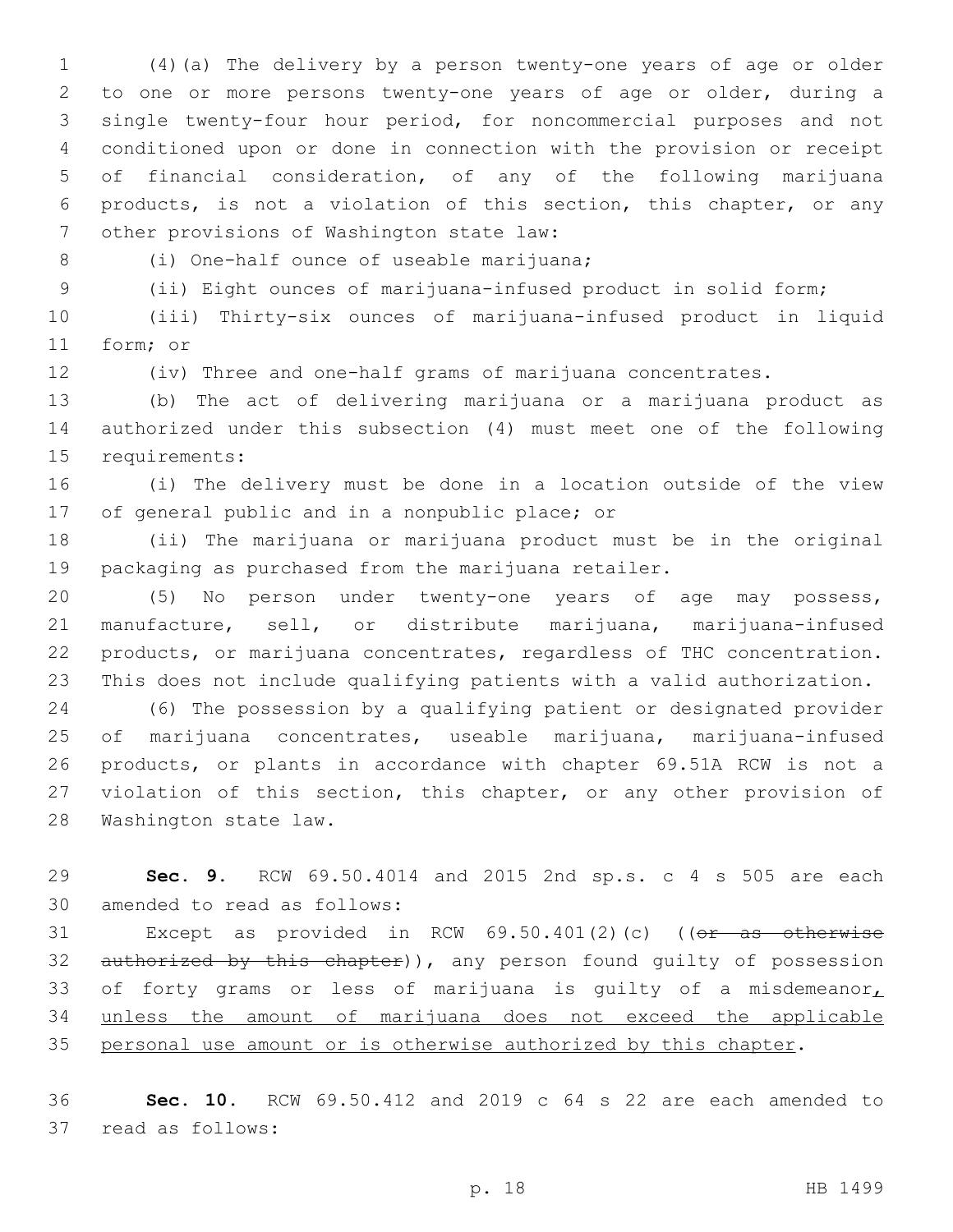(4)(a) The delivery by a person twenty-one years of age or older to one or more persons twenty-one years of age or older, during a single twenty-four hour period, for noncommercial purposes and not conditioned upon or done in connection with the provision or receipt of financial consideration, of any of the following marijuana products, is not a violation of this section, this chapter, or any other provisions of Washington state law:

(i) One-half ounce of useable marijuana;

(ii) Eight ounces of marijuana-infused product in solid form;

(iii) Thirty-six ounces of marijuana-infused product in liquid form; or

(iv) Three and one-half grams of marijuana concentrates.

(b) The act of delivering marijuana or a marijuana product as authorized under this subsection (4) must meet one of the following requirements:

(i) The delivery must be done in a location outside of the view of general public and in a nonpublic place; or

(ii) The marijuana or marijuana product must be in the original packaging as purchased from the marijuana retailer.

(5) No person under twenty-one years of age may possess, manufacture, sell, or distribute marijuana, marijuana-infused products, or marijuana concentrates, regardless of THC concentration. This does not include qualifying patients with a valid authorization.

(6) The possession by a qualifying patient or designated provider of marijuana concentrates, useable marijuana, marijuana-infused products, or plants in accordance with chapter 69.51A RCW is not a violation of this section, this chapter, or any other provision of Washington state law.

**Sec. 9.** RCW 69.50.4014 and 2015 2nd sp.s. c 4 s 505 are each amended to read as follows:

Except as provided in RCW 69.50.401(2)(c) ((~~or as otherwise authorized by this chapter~~)), any person found guilty of possession of forty grams or less of marijuana is guilty of a misdemeanor<u>, unless the amount of marijuana does not exceed the applicable personal use amount or is otherwise authorized by this chapter</u>.

**Sec. 10.** RCW 69.50.412 and 2019 c 64 s 22 are each amended to read as follows: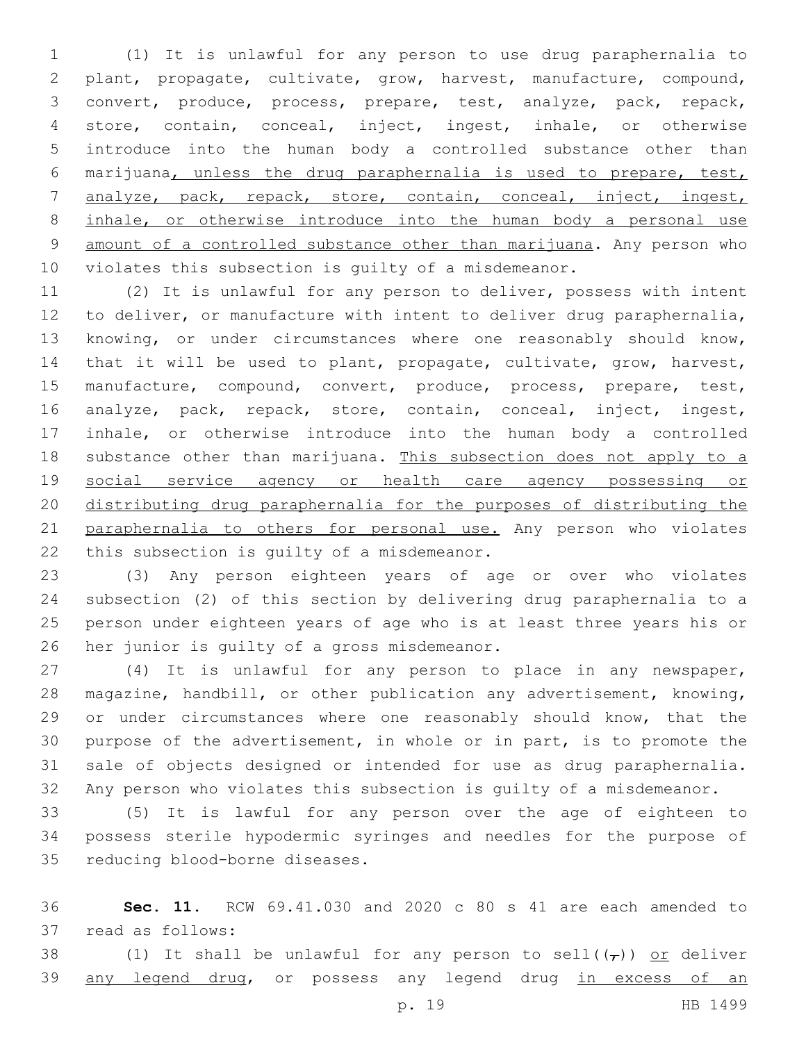(1) It is unlawful for any person to use drug paraphernalia to plant, propagate, cultivate, grow, harvest, manufacture, compound, convert, produce, process, prepare, test, analyze, pack, repack, store, contain, conceal, inject, ingest, inhale, or otherwise introduce into the human body a controlled substance other than marijuana<u>, unless the drug paraphernalia is used to prepare, test, analyze, pack, repack, store, contain, conceal, inject, ingest, inhale, or otherwise introduce into the human body a personal use amount of a controlled substance other than marijuana</u>. Any person who violates this subsection is guilty of a misdemeanor.

(2) It is unlawful for any person to deliver, possess with intent to deliver, or manufacture with intent to deliver drug paraphernalia, knowing, or under circumstances where one reasonably should know, that it will be used to plant, propagate, cultivate, grow, harvest, manufacture, compound, convert, produce, process, prepare, test, analyze, pack, repack, store, contain, conceal, inject, ingest, inhale, or otherwise introduce into the human body a controlled substance other than marijuana. <u>This subsection does not apply to a social service agency or health care agency possessing or distributing drug paraphernalia for the purposes of distributing the paraphernalia to others for personal use.</u> Any person who violates this subsection is guilty of a misdemeanor.

(3) Any person eighteen years of age or over who violates subsection (2) of this section by delivering drug paraphernalia to a person under eighteen years of age who is at least three years his or her junior is guilty of a gross misdemeanor.

(4) It is unlawful for any person to place in any newspaper, magazine, handbill, or other publication any advertisement, knowing, or under circumstances where one reasonably should know, that the purpose of the advertisement, in whole or in part, is to promote the sale of objects designed or intended for use as drug paraphernalia. Any person who violates this subsection is guilty of a misdemeanor.

(5) It is lawful for any person over the age of eighteen to possess sterile hypodermic syringes and needles for the purpose of reducing blood-borne diseases.

**Sec. 11.** RCW 69.41.030 and 2020 c 80 s 41 are each amended to read as follows:

(1) It shall be unlawful for any person to sell((~~,~~)) <u>or</u> deliver <u>any legend drug</u>, or possess any legend drug <u>in excess of an</u>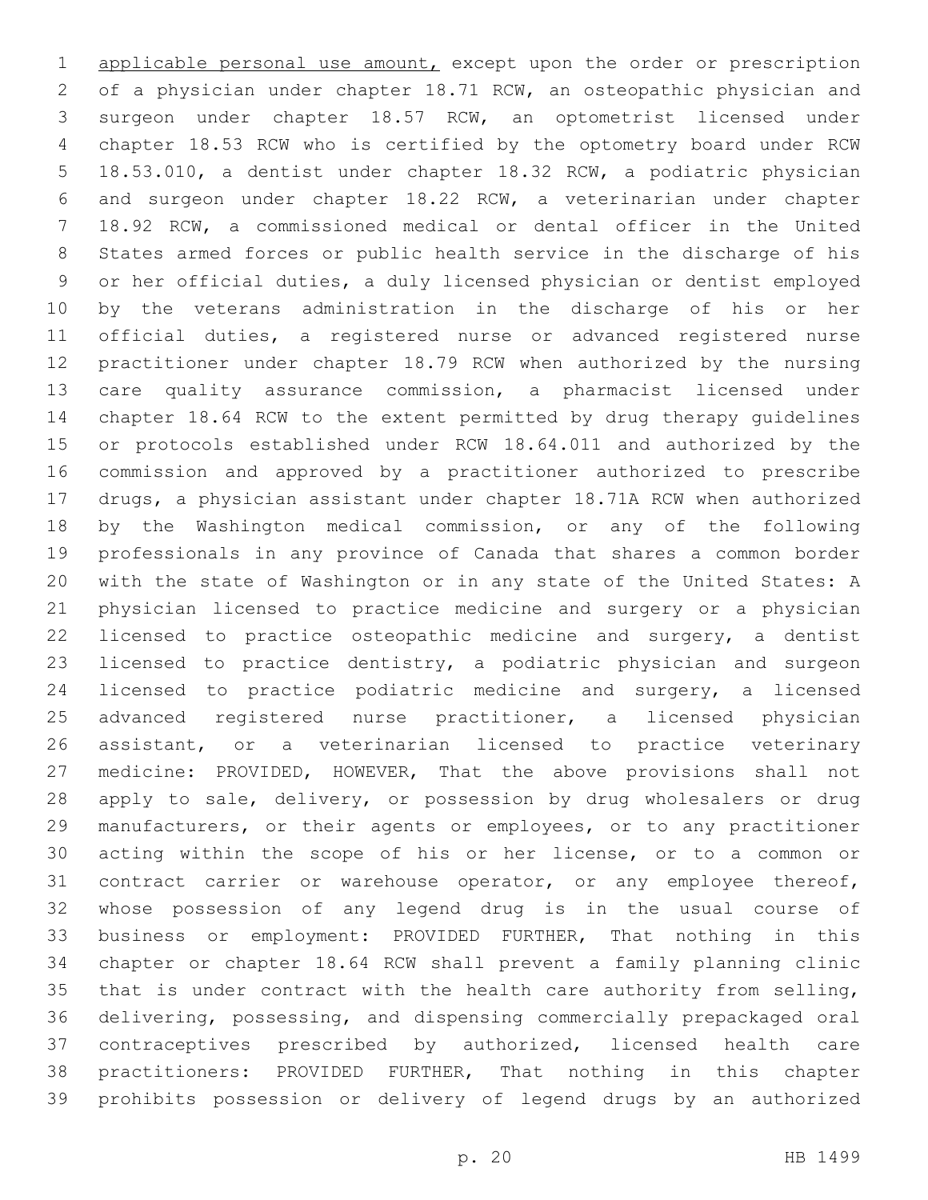applicable personal use amount, except upon the order or prescription of a physician under chapter 18.71 RCW, an osteopathic physician and surgeon under chapter 18.57 RCW, an optometrist licensed under chapter 18.53 RCW who is certified by the optometry board under RCW 18.53.010, a dentist under chapter 18.32 RCW, a podiatric physician and surgeon under chapter 18.22 RCW, a veterinarian under chapter 18.92 RCW, a commissioned medical or dental officer in the United States armed forces or public health service in the discharge of his or her official duties, a duly licensed physician or dentist employed by the veterans administration in the discharge of his or her official duties, a registered nurse or advanced registered nurse practitioner under chapter 18.79 RCW when authorized by the nursing care quality assurance commission, a pharmacist licensed under chapter 18.64 RCW to the extent permitted by drug therapy guidelines or protocols established under RCW 18.64.011 and authorized by the commission and approved by a practitioner authorized to prescribe drugs, a physician assistant under chapter 18.71A RCW when authorized by the Washington medical commission, or any of the following professionals in any province of Canada that shares a common border with the state of Washington or in any state of the United States: A physician licensed to practice medicine and surgery or a physician licensed to practice osteopathic medicine and surgery, a dentist licensed to practice dentistry, a podiatric physician and surgeon licensed to practice podiatric medicine and surgery, a licensed advanced registered nurse practitioner, a licensed physician assistant, or a veterinarian licensed to practice veterinary medicine: PROVIDED, HOWEVER, That the above provisions shall not apply to sale, delivery, or possession by drug wholesalers or drug manufacturers, or their agents or employees, or to any practitioner acting within the scope of his or her license, or to a common or contract carrier or warehouse operator, or any employee thereof, whose possession of any legend drug is in the usual course of business or employment: PROVIDED FURTHER, That nothing in this chapter or chapter 18.64 RCW shall prevent a family planning clinic that is under contract with the health care authority from selling, delivering, possessing, and dispensing commercially prepackaged oral contraceptives prescribed by authorized, licensed health care practitioners: PROVIDED FURTHER, That nothing in this chapter prohibits possession or delivery of legend drugs by an authorized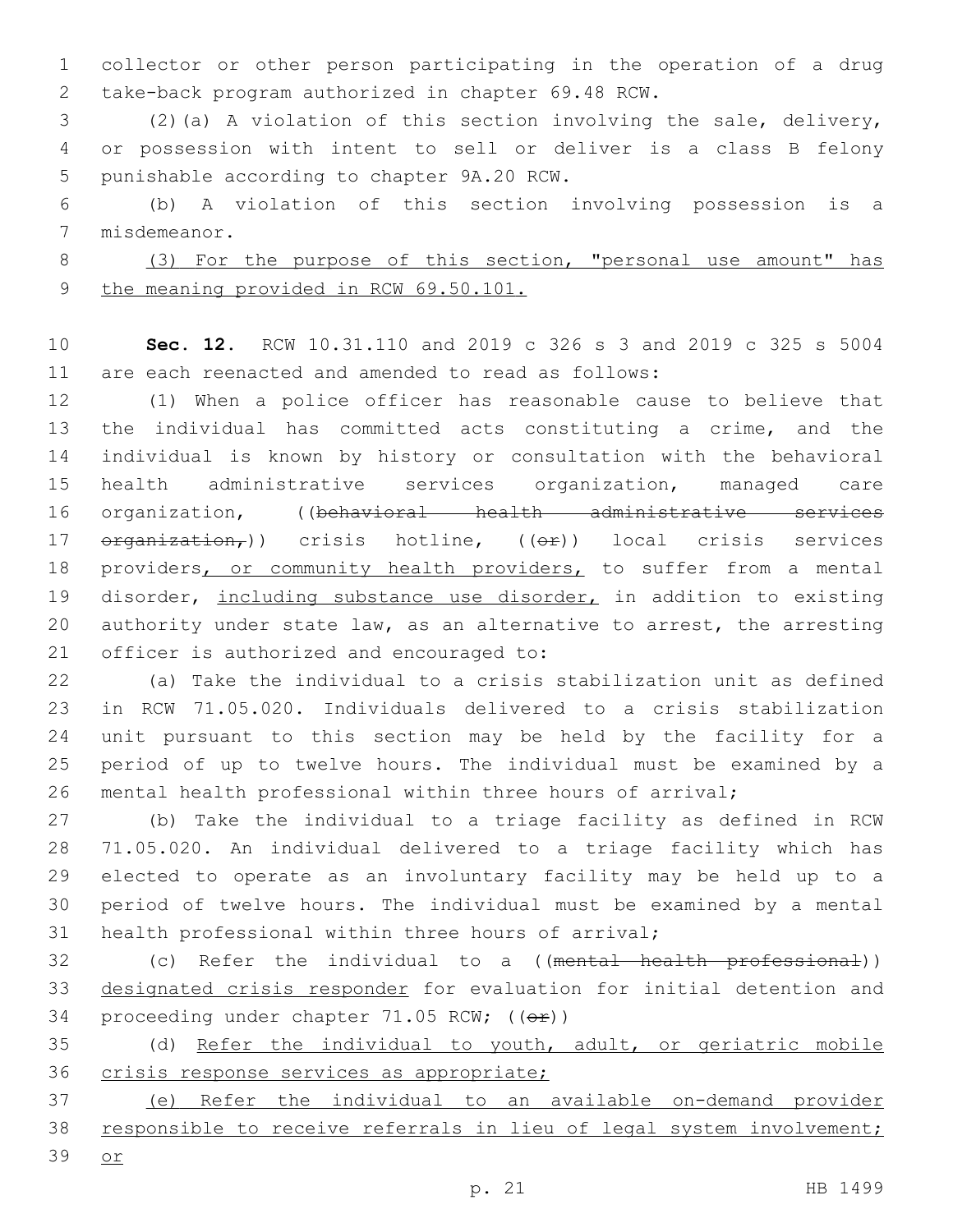collector or other person participating in the operation of a drug take-back program authorized in chapter 69.48 RCW.

(2)(a) A violation of this section involving the sale, delivery, or possession with intent to sell or deliver is a class B felony punishable according to chapter 9A.20 RCW.

(b) A violation of this section involving possession is a misdemeanor.

<u>(3) For the purpose of this section, "personal use amount" has the meaning provided in RCW 69.50.101.</u>

**Sec. 12.** RCW 10.31.110 and 2019 c 326 s 3 and 2019 c 325 s 5004 are each reenacted and amended to read as follows:

(1) When a police officer has reasonable cause to believe that the individual has committed acts constituting a crime, and the individual is known by history or consultation with the behavioral health administrative services organization, managed care organization, ((~~behavioral health administrative services organization,~~)) crisis hotline, ((~~or~~)) local crisis services providers<u>, or community health providers,</u> to suffer from a mental disorder, <u>including substance use disorder,</u> in addition to existing authority under state law, as an alternative to arrest, the arresting officer is authorized and encouraged to:

(a) Take the individual to a crisis stabilization unit as defined in RCW 71.05.020. Individuals delivered to a crisis stabilization unit pursuant to this section may be held by the facility for a period of up to twelve hours. The individual must be examined by a mental health professional within three hours of arrival;

(b) Take the individual to a triage facility as defined in RCW 71.05.020. An individual delivered to a triage facility which has elected to operate as an involuntary facility may be held up to a period of twelve hours. The individual must be examined by a mental health professional within three hours of arrival;

(c) Refer the individual to a ((~~mental health professional~~)) <u>designated crisis responder</u> for evaluation for initial detention and proceeding under chapter 71.05 RCW; ((~~or~~))

(d) <u>Refer the individual to youth, adult, or geriatric mobile crisis response services as appropriate;</u>

<u>(e) Refer the individual to an available on-demand provider responsible to receive referrals in lieu of legal system involvement; or</u>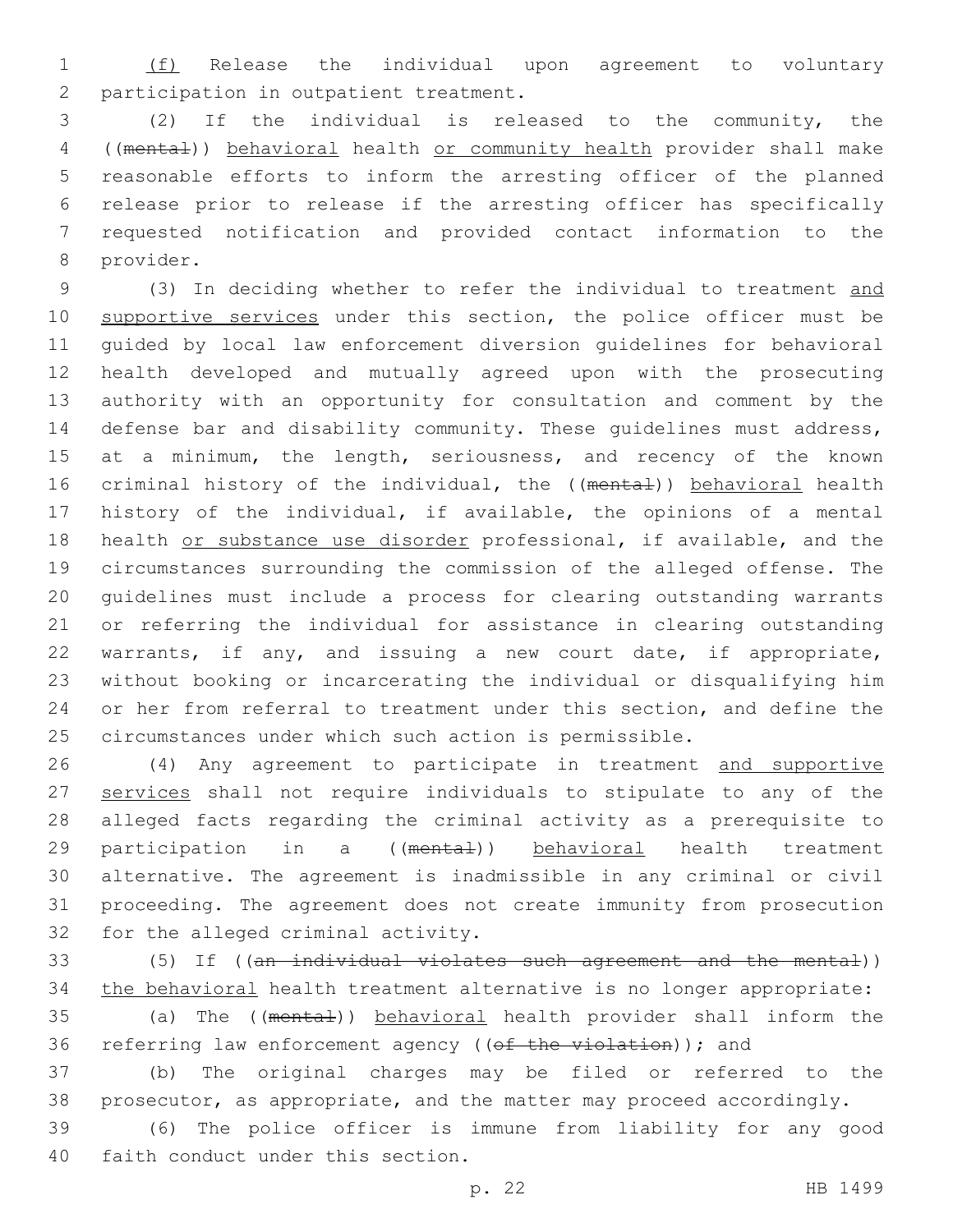(f) Release the individual upon agreement to voluntary participation in outpatient treatment.

(2) If the individual is released to the community, the ((~~mental~~)) behavioral health or community health provider shall make reasonable efforts to inform the arresting officer of the planned release prior to release if the arresting officer has specifically requested notification and provided contact information to the provider.

(3) In deciding whether to refer the individual to treatment and supportive services under this section, the police officer must be guided by local law enforcement diversion guidelines for behavioral health developed and mutually agreed upon with the prosecuting authority with an opportunity for consultation and comment by the defense bar and disability community. These guidelines must address, at a minimum, the length, seriousness, and recency of the known criminal history of the individual, the ((~~mental~~)) behavioral health history of the individual, if available, the opinions of a mental health or substance use disorder professional, if available, and the circumstances surrounding the commission of the alleged offense. The guidelines must include a process for clearing outstanding warrants or referring the individual for assistance in clearing outstanding warrants, if any, and issuing a new court date, if appropriate, without booking or incarcerating the individual or disqualifying him or her from referral to treatment under this section, and define the circumstances under which such action is permissible.

(4) Any agreement to participate in treatment and supportive services shall not require individuals to stipulate to any of the alleged facts regarding the criminal activity as a prerequisite to participation in a ((~~mental~~)) behavioral health treatment alternative. The agreement is inadmissible in any criminal or civil proceeding. The agreement does not create immunity from prosecution for the alleged criminal activity.

(5) If ((~~an individual violates such agreement and the mental~~)) the behavioral health treatment alternative is no longer appropriate:

(a) The ((~~mental~~)) behavioral health provider shall inform the referring law enforcement agency ((~~of the violation~~)); and

(b) The original charges may be filed or referred to the prosecutor, as appropriate, and the matter may proceed accordingly.

(6) The police officer is immune from liability for any good faith conduct under this section.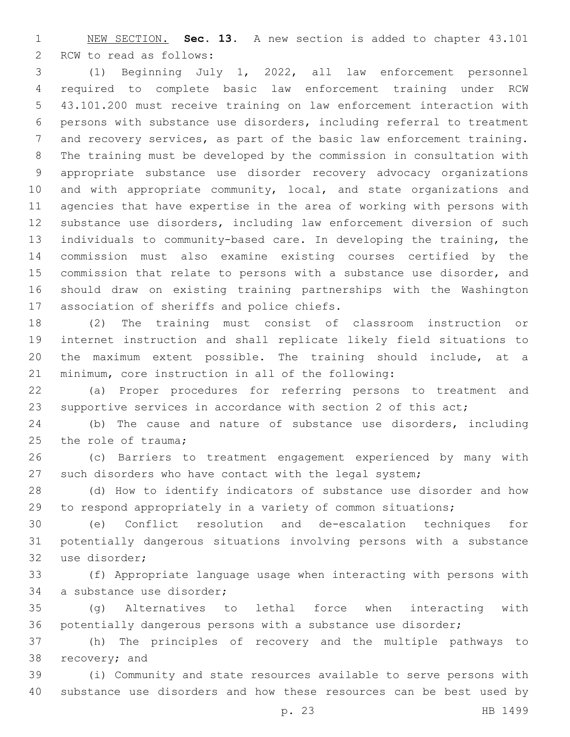NEW SECTION. **Sec. 13.** A new section is added to chapter 43.101 RCW to read as follows:

(1) Beginning July 1, 2022, all law enforcement personnel required to complete basic law enforcement training under RCW 43.101.200 must receive training on law enforcement interaction with persons with substance use disorders, including referral to treatment and recovery services, as part of the basic law enforcement training. The training must be developed by the commission in consultation with appropriate substance use disorder recovery advocacy organizations and with appropriate community, local, and state organizations and agencies that have expertise in the area of working with persons with substance use disorders, including law enforcement diversion of such individuals to community-based care. In developing the training, the commission must also examine existing courses certified by the commission that relate to persons with a substance use disorder, and should draw on existing training partnerships with the Washington association of sheriffs and police chiefs.

(2) The training must consist of classroom instruction or internet instruction and shall replicate likely field situations to the maximum extent possible. The training should include, at a minimum, core instruction in all of the following:

(a) Proper procedures for referring persons to treatment and supportive services in accordance with section 2 of this act;

(b) The cause and nature of substance use disorders, including the role of trauma;

(c) Barriers to treatment engagement experienced by many with such disorders who have contact with the legal system;

(d) How to identify indicators of substance use disorder and how to respond appropriately in a variety of common situations;

(e) Conflict resolution and de-escalation techniques for potentially dangerous situations involving persons with a substance use disorder;

(f) Appropriate language usage when interacting with persons with a substance use disorder;

(g) Alternatives to lethal force when interacting with potentially dangerous persons with a substance use disorder;

(h) The principles of recovery and the multiple pathways to recovery; and

(i) Community and state resources available to serve persons with substance use disorders and how these resources can be best used by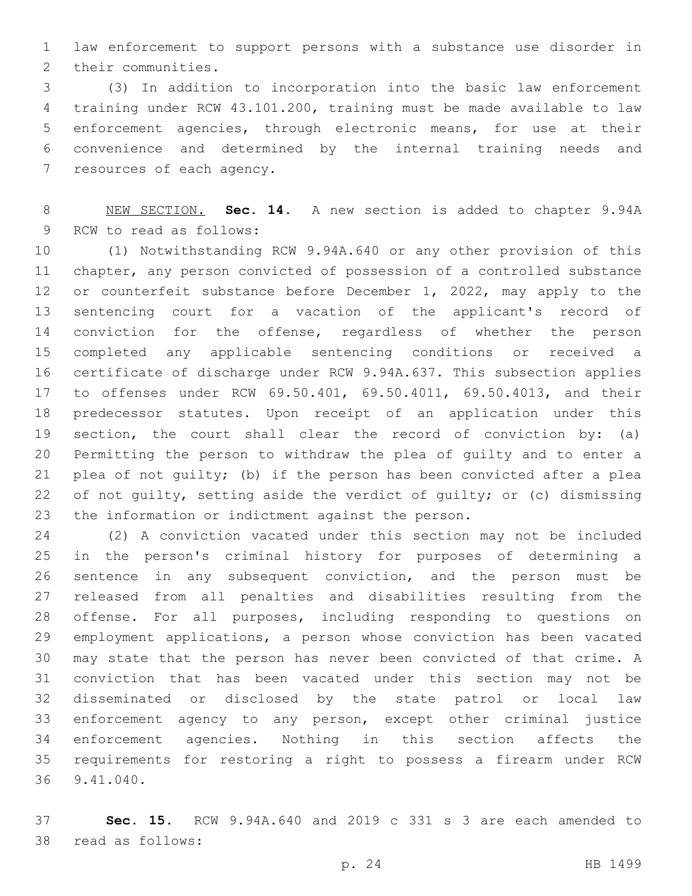law enforcement to support persons with a substance use disorder in their communities.

(3) In addition to incorporation into the basic law enforcement training under RCW 43.101.200, training must be made available to law enforcement agencies, through electronic means, for use at their convenience and determined by the internal training needs and resources of each agency.

NEW SECTION. **Sec. 14.** A new section is added to chapter 9.94A RCW to read as follows:

(1) Notwithstanding RCW 9.94A.640 or any other provision of this chapter, any person convicted of possession of a controlled substance or counterfeit substance before December 1, 2022, may apply to the sentencing court for a vacation of the applicant's record of conviction for the offense, regardless of whether the person completed any applicable sentencing conditions or received a certificate of discharge under RCW 9.94A.637. This subsection applies to offenses under RCW 69.50.401, 69.50.4011, 69.50.4013, and their predecessor statutes. Upon receipt of an application under this section, the court shall clear the record of conviction by: (a) Permitting the person to withdraw the plea of guilty and to enter a plea of not guilty; (b) if the person has been convicted after a plea of not guilty, setting aside the verdict of guilty; or (c) dismissing the information or indictment against the person.

(2) A conviction vacated under this section may not be included in the person's criminal history for purposes of determining a sentence in any subsequent conviction, and the person must be released from all penalties and disabilities resulting from the offense. For all purposes, including responding to questions on employment applications, a person whose conviction has been vacated may state that the person has never been convicted of that crime. A conviction that has been vacated under this section may not be disseminated or disclosed by the state patrol or local law enforcement agency to any person, except other criminal justice enforcement agencies. Nothing in this section affects the requirements for restoring a right to possess a firearm under RCW 9.41.040.

**Sec. 15.** RCW 9.94A.640 and 2019 c 331 s 3 are each amended to read as follows: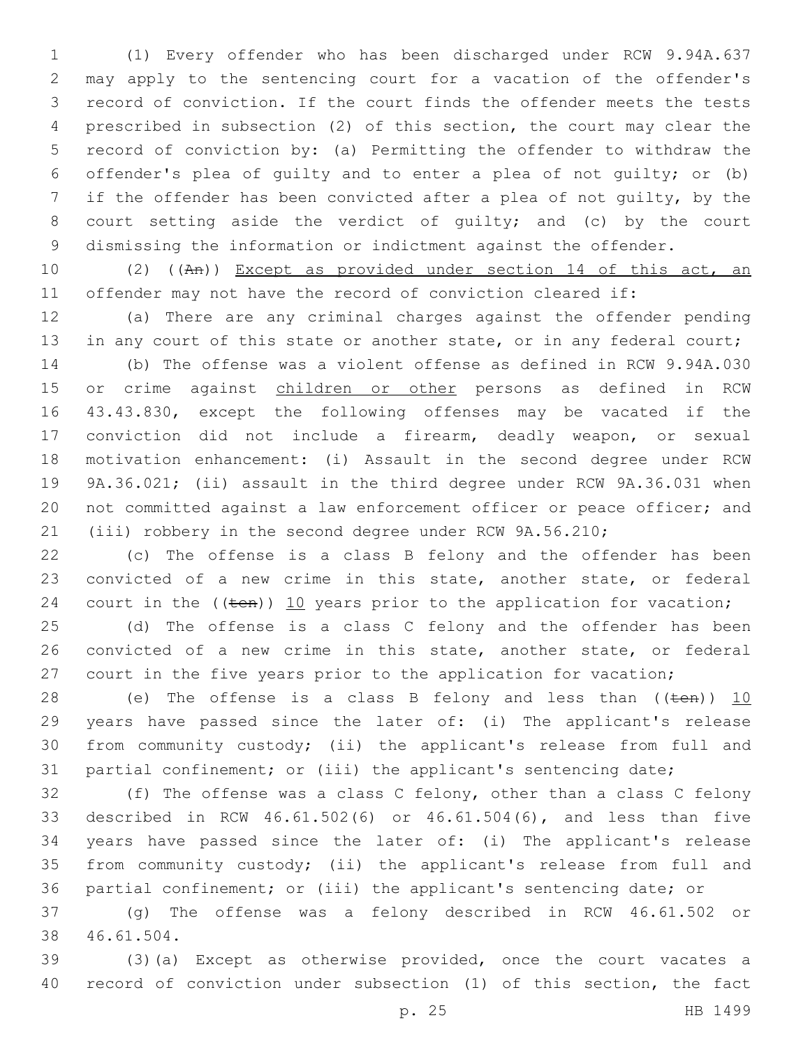(1) Every offender who has been discharged under RCW 9.94A.637 may apply to the sentencing court for a vacation of the offender's record of conviction. If the court finds the offender meets the tests prescribed in subsection (2) of this section, the court may clear the record of conviction by: (a) Permitting the offender to withdraw the offender's plea of guilty and to enter a plea of not guilty; or (b) if the offender has been convicted after a plea of not guilty, by the court setting aside the verdict of guilty; and (c) by the court dismissing the information or indictment against the offender.

(2) ((~~An~~)) <u>Except as provided under section 14 of this act, an</u> offender may not have the record of conviction cleared if:

(a) There are any criminal charges against the offender pending in any court of this state or another state, or in any federal court;

(b) The offense was a violent offense as defined in RCW 9.94A.030 or crime against <u>children or other</u> persons as defined in RCW 43.43.830, except the following offenses may be vacated if the conviction did not include a firearm, deadly weapon, or sexual motivation enhancement: (i) Assault in the second degree under RCW 9A.36.021; (ii) assault in the third degree under RCW 9A.36.031 when not committed against a law enforcement officer or peace officer; and (iii) robbery in the second degree under RCW 9A.56.210;

(c) The offense is a class B felony and the offender has been convicted of a new crime in this state, another state, or federal court in the ((~~ten~~)) <u>10</u> years prior to the application for vacation;

(d) The offense is a class C felony and the offender has been convicted of a new crime in this state, another state, or federal court in the five years prior to the application for vacation;

(e) The offense is a class B felony and less than ((~~ten~~)) <u>10</u> years have passed since the later of: (i) The applicant's release from community custody; (ii) the applicant's release from full and partial confinement; or (iii) the applicant's sentencing date;

(f) The offense was a class C felony, other than a class C felony described in RCW 46.61.502(6) or 46.61.504(6), and less than five years have passed since the later of: (i) The applicant's release from community custody; (ii) the applicant's release from full and partial confinement; or (iii) the applicant's sentencing date; or

(g) The offense was a felony described in RCW 46.61.502 or 46.61.504.

(3)(a) Except as otherwise provided, once the court vacates a record of conviction under subsection (1) of this section, the fact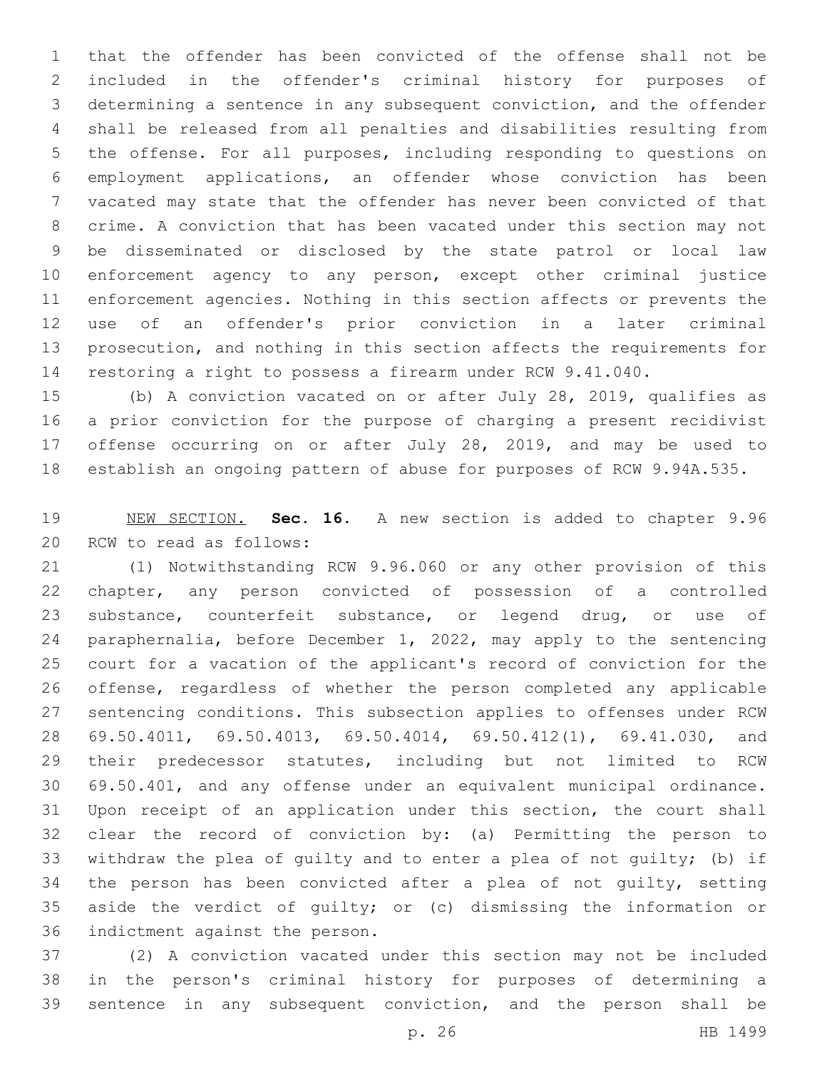that the offender has been convicted of the offense shall not be included in the offender's criminal history for purposes of determining a sentence in any subsequent conviction, and the offender shall be released from all penalties and disabilities resulting from the offense. For all purposes, including responding to questions on employment applications, an offender whose conviction has been vacated may state that the offender has never been convicted of that crime. A conviction that has been vacated under this section may not be disseminated or disclosed by the state patrol or local law enforcement agency to any person, except other criminal justice enforcement agencies. Nothing in this section affects or prevents the use of an offender's prior conviction in a later criminal prosecution, and nothing in this section affects the requirements for restoring a right to possess a firearm under RCW 9.41.040.

(b) A conviction vacated on or after July 28, 2019, qualifies as a prior conviction for the purpose of charging a present recidivist offense occurring on or after July 28, 2019, and may be used to establish an ongoing pattern of abuse for purposes of RCW 9.94A.535.

NEW SECTION. **Sec. 16.** A new section is added to chapter 9.96 RCW to read as follows:

(1) Notwithstanding RCW 9.96.060 or any other provision of this chapter, any person convicted of possession of a controlled substance, counterfeit substance, or legend drug, or use of paraphernalia, before December 1, 2022, may apply to the sentencing court for a vacation of the applicant's record of conviction for the offense, regardless of whether the person completed any applicable sentencing conditions. This subsection applies to offenses under RCW 69.50.4011, 69.50.4013, 69.50.4014, 69.50.412(1), 69.41.030, and their predecessor statutes, including but not limited to RCW 69.50.401, and any offense under an equivalent municipal ordinance. Upon receipt of an application under this section, the court shall clear the record of conviction by: (a) Permitting the person to withdraw the plea of guilty and to enter a plea of not guilty; (b) if the person has been convicted after a plea of not guilty, setting aside the verdict of guilty; or (c) dismissing the information or indictment against the person.

(2) A conviction vacated under this section may not be included in the person's criminal history for purposes of determining a sentence in any subsequent conviction, and the person shall be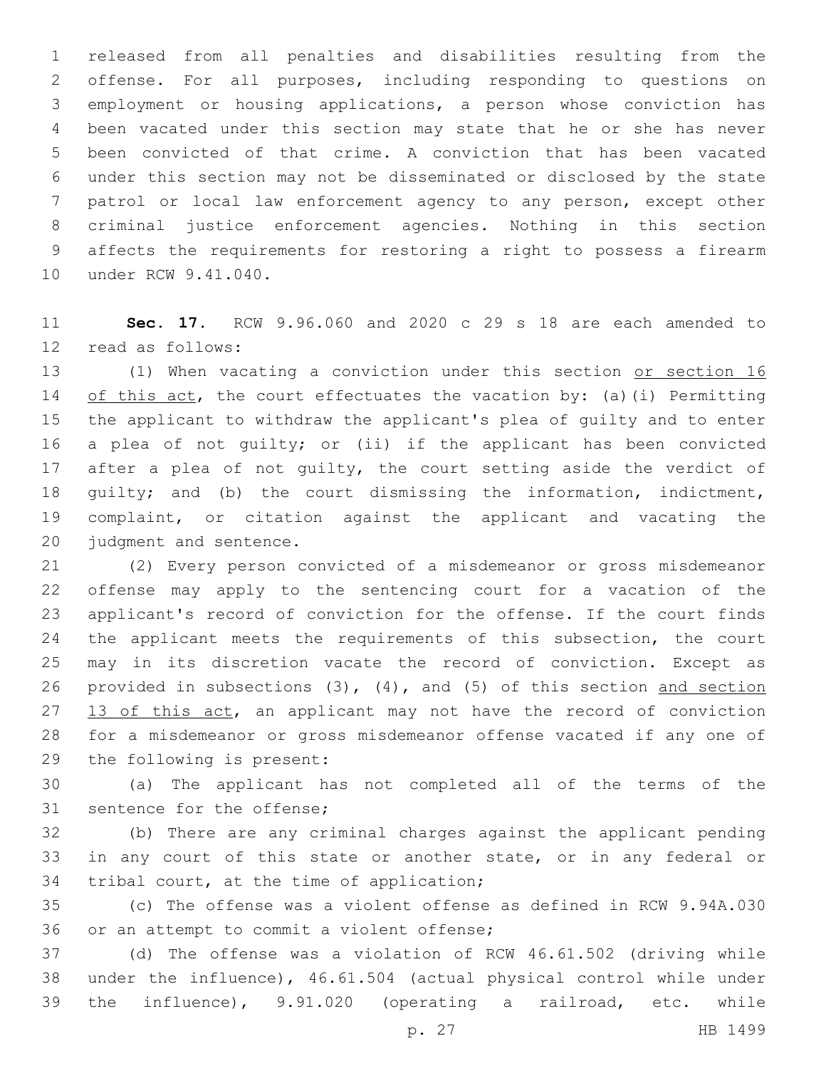released from all penalties and disabilities resulting from the offense. For all purposes, including responding to questions on employment or housing applications, a person whose conviction has been vacated under this section may state that he or she has never been convicted of that crime. A conviction that has been vacated under this section may not be disseminated or disclosed by the state patrol or local law enforcement agency to any person, except other criminal justice enforcement agencies. Nothing in this section affects the requirements for restoring a right to possess a firearm under RCW 9.41.040.

**Sec. 17.** RCW 9.96.060 and 2020 c 29 s 18 are each amended to read as follows:

(1) When vacating a conviction under this section <u>or section 16 of this act</u>, the court effectuates the vacation by: (a)(i) Permitting the applicant to withdraw the applicant's plea of guilty and to enter a plea of not guilty; or (ii) if the applicant has been convicted after a plea of not guilty, the court setting aside the verdict of guilty; and (b) the court dismissing the information, indictment, complaint, or citation against the applicant and vacating the judgment and sentence.

(2) Every person convicted of a misdemeanor or gross misdemeanor offense may apply to the sentencing court for a vacation of the applicant's record of conviction for the offense. If the court finds the applicant meets the requirements of this subsection, the court may in its discretion vacate the record of conviction. Except as provided in subsections (3), (4), and (5) of this section <u>and section 13 of this act</u>, an applicant may not have the record of conviction for a misdemeanor or gross misdemeanor offense vacated if any one of the following is present:

(a) The applicant has not completed all of the terms of the sentence for the offense;

(b) There are any criminal charges against the applicant pending in any court of this state or another state, or in any federal or tribal court, at the time of application;

(c) The offense was a violent offense as defined in RCW 9.94A.030 or an attempt to commit a violent offense;

(d) The offense was a violation of RCW 46.61.502 (driving while under the influence), 46.61.504 (actual physical control while under the influence), 9.91.020 (operating a railroad, etc. while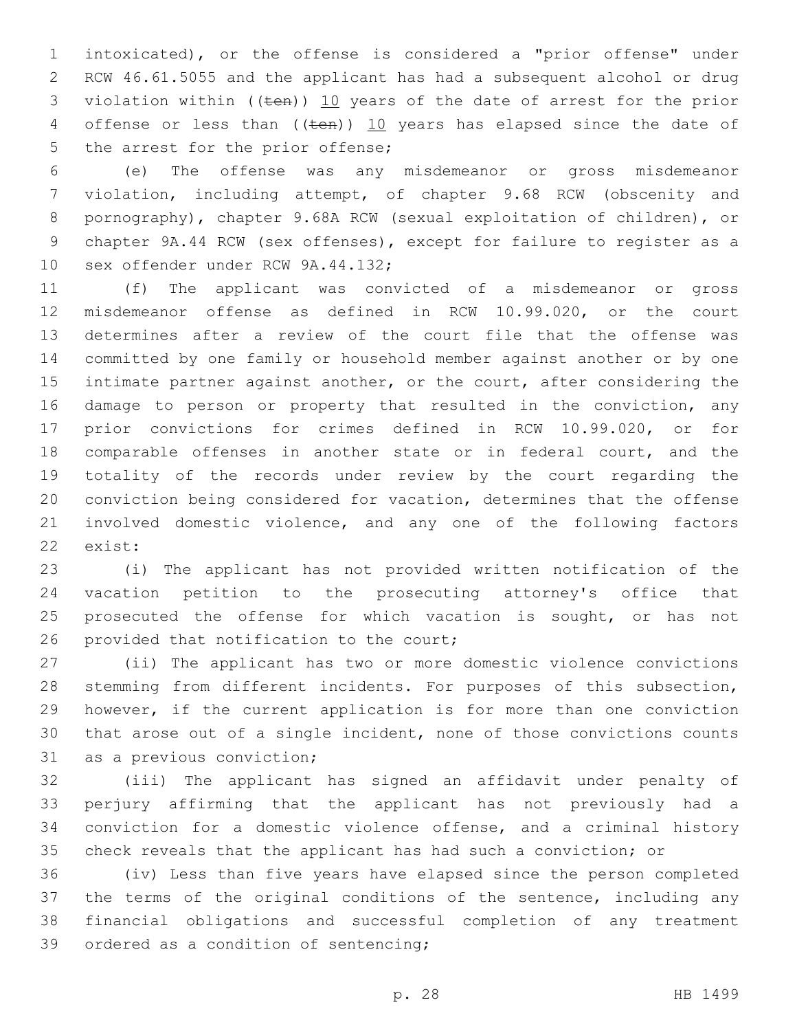intoxicated), or the offense is considered a "prior offense" under RCW 46.61.5055 and the applicant has had a subsequent alcohol or drug violation within ((~~ten~~)) 10 years of the date of arrest for the prior offense or less than ((~~ten~~)) 10 years has elapsed since the date of the arrest for the prior offense;

(e) The offense was any misdemeanor or gross misdemeanor violation, including attempt, of chapter 9.68 RCW (obscenity and pornography), chapter 9.68A RCW (sexual exploitation of children), or chapter 9A.44 RCW (sex offenses), except for failure to register as a sex offender under RCW 9A.44.132;

(f) The applicant was convicted of a misdemeanor or gross misdemeanor offense as defined in RCW 10.99.020, or the court determines after a review of the court file that the offense was committed by one family or household member against another or by one intimate partner against another, or the court, after considering the damage to person or property that resulted in the conviction, any prior convictions for crimes defined in RCW 10.99.020, or for comparable offenses in another state or in federal court, and the totality of the records under review by the court regarding the conviction being considered for vacation, determines that the offense involved domestic violence, and any one of the following factors exist:

(i) The applicant has not provided written notification of the vacation petition to the prosecuting attorney's office that prosecuted the offense for which vacation is sought, or has not provided that notification to the court;

(ii) The applicant has two or more domestic violence convictions stemming from different incidents. For purposes of this subsection, however, if the current application is for more than one conviction that arose out of a single incident, none of those convictions counts as a previous conviction;

(iii) The applicant has signed an affidavit under penalty of perjury affirming that the applicant has not previously had a conviction for a domestic violence offense, and a criminal history check reveals that the applicant has had such a conviction; or

(iv) Less than five years have elapsed since the person completed the terms of the original conditions of the sentence, including any financial obligations and successful completion of any treatment ordered as a condition of sentencing;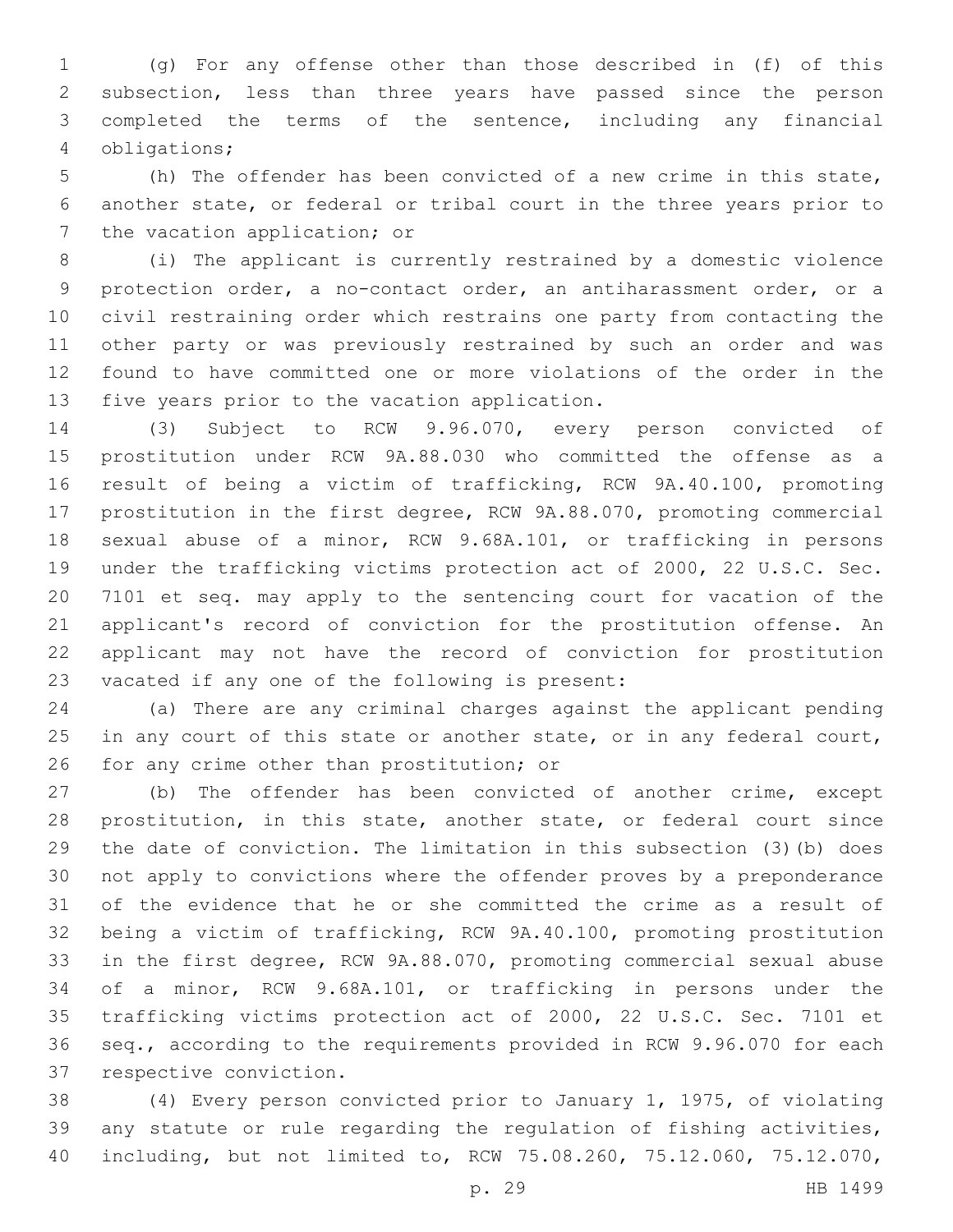(g) For any offense other than those described in (f) of this subsection, less than three years have passed since the person completed the terms of the sentence, including any financial obligations;

(h) The offender has been convicted of a new crime in this state, another state, or federal or tribal court in the three years prior to the vacation application; or

(i) The applicant is currently restrained by a domestic violence protection order, a no-contact order, an antiharassment order, or a civil restraining order which restrains one party from contacting the other party or was previously restrained by such an order and was found to have committed one or more violations of the order in the five years prior to the vacation application.

(3) Subject to RCW 9.96.070, every person convicted of prostitution under RCW 9A.88.030 who committed the offense as a result of being a victim of trafficking, RCW 9A.40.100, promoting prostitution in the first degree, RCW 9A.88.070, promoting commercial sexual abuse of a minor, RCW 9.68A.101, or trafficking in persons under the trafficking victims protection act of 2000, 22 U.S.C. Sec. 7101 et seq. may apply to the sentencing court for vacation of the applicant's record of conviction for the prostitution offense. An applicant may not have the record of conviction for prostitution vacated if any one of the following is present:

(a) There are any criminal charges against the applicant pending in any court of this state or another state, or in any federal court, for any crime other than prostitution; or

(b) The offender has been convicted of another crime, except prostitution, in this state, another state, or federal court since the date of conviction. The limitation in this subsection (3)(b) does not apply to convictions where the offender proves by a preponderance of the evidence that he or she committed the crime as a result of being a victim of trafficking, RCW 9A.40.100, promoting prostitution in the first degree, RCW 9A.88.070, promoting commercial sexual abuse of a minor, RCW 9.68A.101, or trafficking in persons under the trafficking victims protection act of 2000, 22 U.S.C. Sec. 7101 et seq., according to the requirements provided in RCW 9.96.070 for each respective conviction.

(4) Every person convicted prior to January 1, 1975, of violating any statute or rule regarding the regulation of fishing activities, including, but not limited to, RCW 75.08.260, 75.12.060, 75.12.070,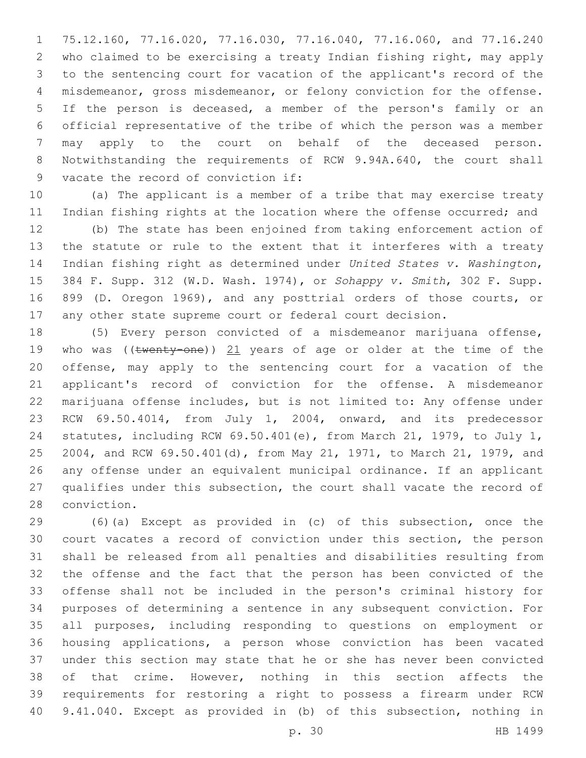75.12.160, 77.16.020, 77.16.030, 77.16.040, 77.16.060, and 77.16.240 who claimed to be exercising a treaty Indian fishing right, may apply to the sentencing court for vacation of the applicant's record of the misdemeanor, gross misdemeanor, or felony conviction for the offense. If the person is deceased, a member of the person's family or an official representative of the tribe of which the person was a member may apply to the court on behalf of the deceased person. Notwithstanding the requirements of RCW 9.94A.640, the court shall vacate the record of conviction if:

(a) The applicant is a member of a tribe that may exercise treaty Indian fishing rights at the location where the offense occurred; and

(b) The state has been enjoined from taking enforcement action of the statute or rule to the extent that it interferes with a treaty Indian fishing right as determined under *United States v. Washington*, 384 F. Supp. 312 (W.D. Wash. 1974), or *Sohappy v. Smith*, 302 F. Supp. 899 (D. Oregon 1969), and any posttrial orders of those courts, or any other state supreme court or federal court decision.

(5) Every person convicted of a misdemeanor marijuana offense, who was ((~~twenty-one~~)) <u>21</u> years of age or older at the time of the offense, may apply to the sentencing court for a vacation of the applicant's record of conviction for the offense. A misdemeanor marijuana offense includes, but is not limited to: Any offense under RCW 69.50.4014, from July 1, 2004, onward, and its predecessor statutes, including RCW 69.50.401(e), from March 21, 1979, to July 1, 2004, and RCW 69.50.401(d), from May 21, 1971, to March 21, 1979, and any offense under an equivalent municipal ordinance. If an applicant qualifies under this subsection, the court shall vacate the record of conviction.

(6)(a) Except as provided in (c) of this subsection, once the court vacates a record of conviction under this section, the person shall be released from all penalties and disabilities resulting from the offense and the fact that the person has been convicted of the offense shall not be included in the person's criminal history for purposes of determining a sentence in any subsequent conviction. For all purposes, including responding to questions on employment or housing applications, a person whose conviction has been vacated under this section may state that he or she has never been convicted of that crime. However, nothing in this section affects the requirements for restoring a right to possess a firearm under RCW 9.41.040. Except as provided in (b) of this subsection, nothing in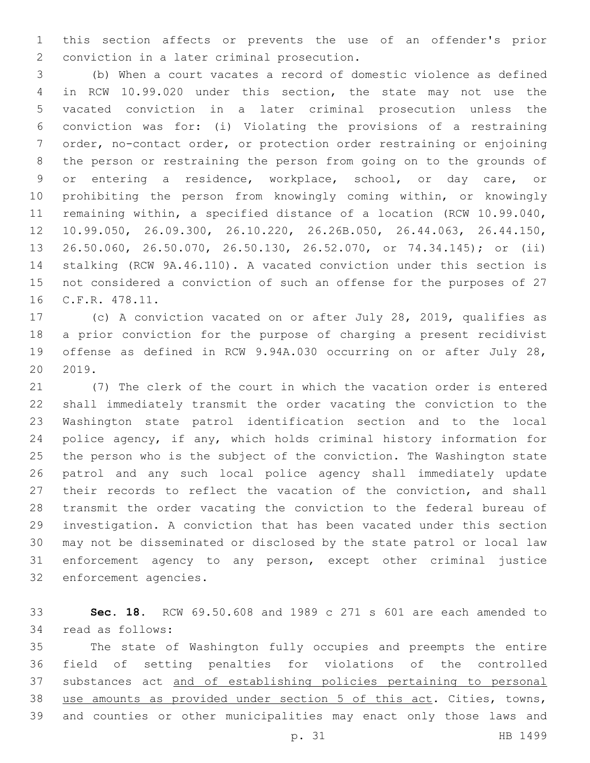this section affects or prevents the use of an offender's prior conviction in a later criminal prosecution.

(b) When a court vacates a record of domestic violence as defined in RCW 10.99.020 under this section, the state may not use the vacated conviction in a later criminal prosecution unless the conviction was for: (i) Violating the provisions of a restraining order, no-contact order, or protection order restraining or enjoining the person or restraining the person from going on to the grounds of or entering a residence, workplace, school, or day care, or prohibiting the person from knowingly coming within, or knowingly remaining within, a specified distance of a location (RCW 10.99.040, 10.99.050, 26.09.300, 26.10.220, 26.26B.050, 26.44.063, 26.44.150, 26.50.060, 26.50.070, 26.50.130, 26.52.070, or 74.34.145); or (ii) stalking (RCW 9A.46.110). A vacated conviction under this section is not considered a conviction of such an offense for the purposes of 27 C.F.R. 478.11.

(c) A conviction vacated on or after July 28, 2019, qualifies as a prior conviction for the purpose of charging a present recidivist offense as defined in RCW 9.94A.030 occurring on or after July 28, 2019.

(7) The clerk of the court in which the vacation order is entered shall immediately transmit the order vacating the conviction to the Washington state patrol identification section and to the local police agency, if any, which holds criminal history information for the person who is the subject of the conviction. The Washington state patrol and any such local police agency shall immediately update their records to reflect the vacation of the conviction, and shall transmit the order vacating the conviction to the federal bureau of investigation. A conviction that has been vacated under this section may not be disseminated or disclosed by the state patrol or local law enforcement agency to any person, except other criminal justice enforcement agencies.

**Sec. 18.** RCW 69.50.608 and 1989 c 271 s 601 are each amended to read as follows:

The state of Washington fully occupies and preempts the entire field of setting penalties for violations of the controlled substances act <u>and of establishing policies pertaining to personal use amounts as provided under section 5 of this act</u>. Cities, towns, and counties or other municipalities may enact only those laws and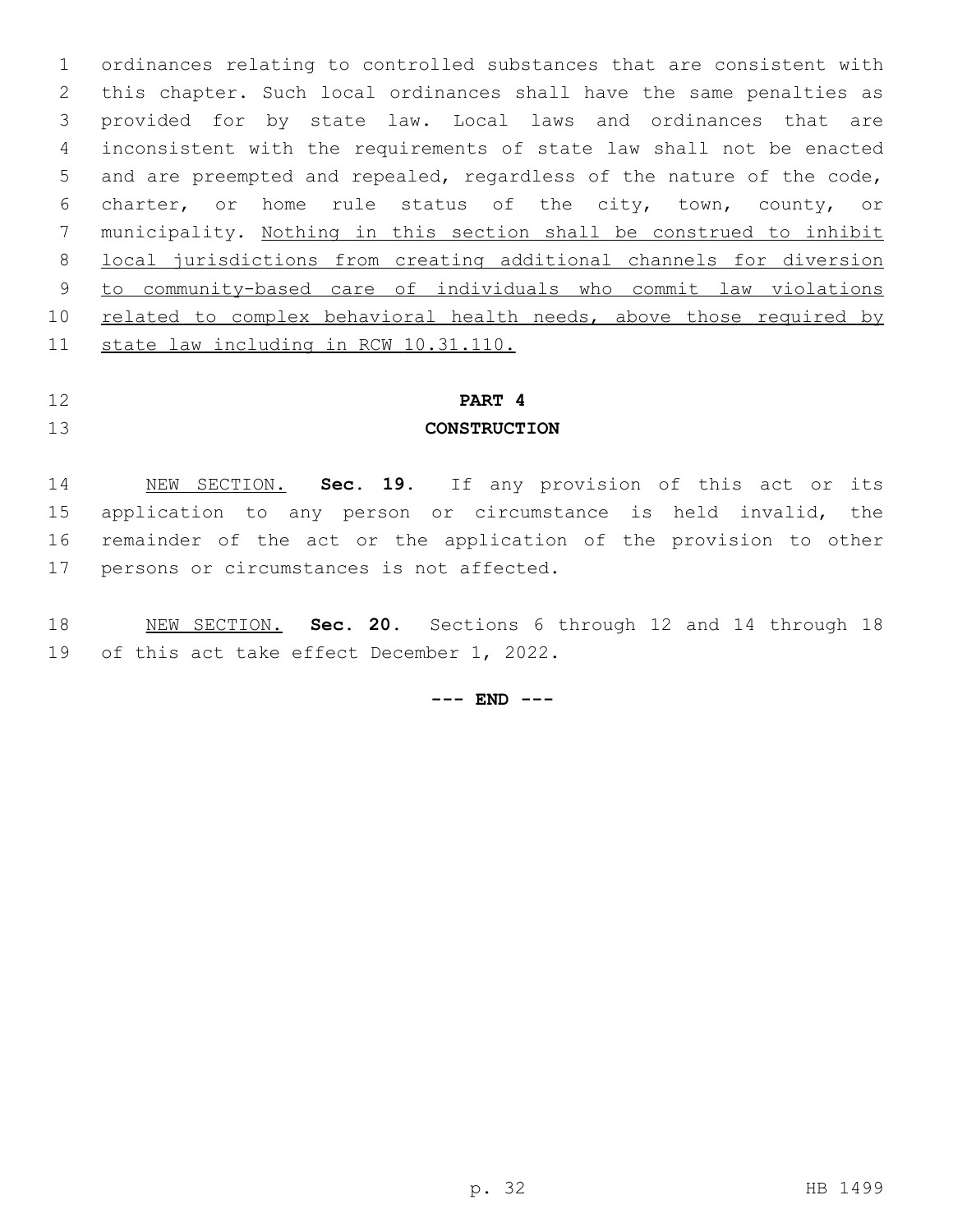ordinances relating to controlled substances that are consistent with this chapter. Such local ordinances shall have the same penalties as provided for by state law. Local laws and ordinances that are inconsistent with the requirements of state law shall not be enacted and are preempted and repealed, regardless of the nature of the code, charter, or home rule status of the city, town, county, or municipality. <u>Nothing in this section shall be construed to inhibit local jurisdictions from creating additional channels for diversion to community-based care of individuals who commit law violations related to complex behavioral health needs, above those required by state law including in RCW 10.31.110.</u>

## PART 4
## CONSTRUCTION

<u>NEW SECTION.</u> **Sec. 19.** If any provision of this act or its application to any person or circumstance is held invalid, the remainder of the act or the application of the provision to other persons or circumstances is not affected.

<u>NEW SECTION.</u> **Sec. 20.** Sections 6 through 12 and 14 through 18 of this act take effect December 1, 2022.

**--- END ---**